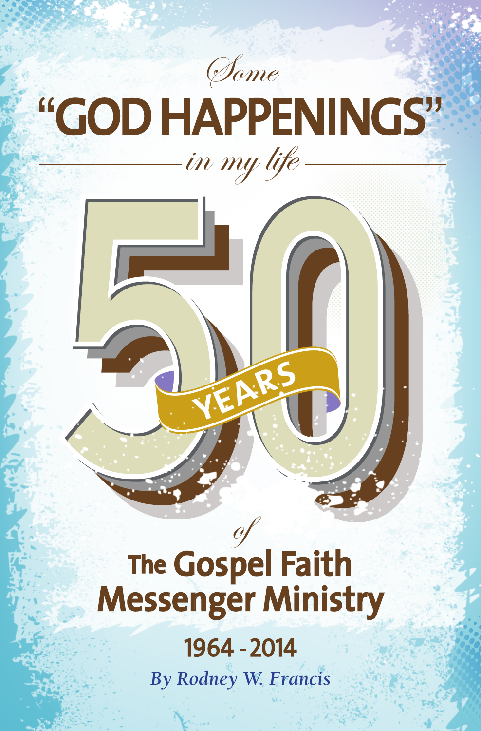*Some*

# "GOD HAPPENINGS"

*in my life*

# 50 YEARS

*of*

# The Gospel Faith Messenger Ministry

## 1964 - 2014

*By Rodney W. Francis*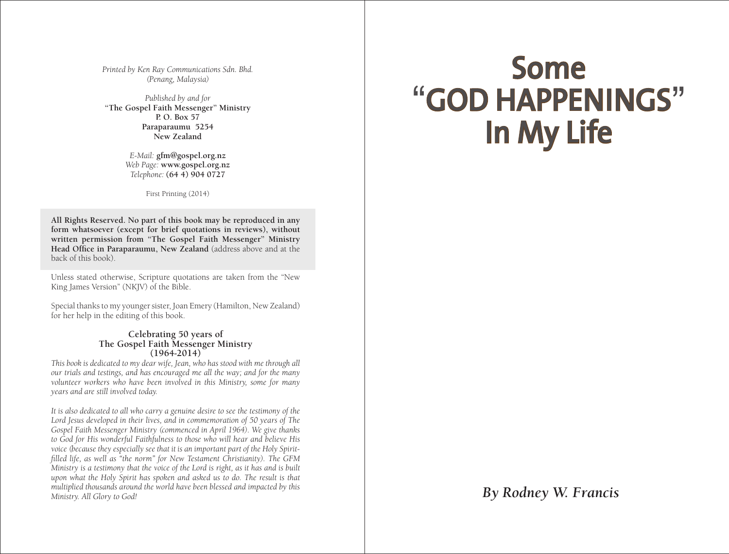*Printed by Ken Ray Communications Sdn. Bhd.*
*(Penang, Malaysia)*

*Published by and for*
**"The Gospel Faith Messenger" Ministry**
**P. O. Box 57**
**Paraparaumu 5254**
**New Zealand**

*E-Mail:* **gfm@gospel.org.nz**
*Web Page:* **www.gospel.org.nz**
*Telephone:* **(64 4) 904 0727**

First Printing (2014)

**All Rights Reserved. No part of this book may be reproduced in any form whatsoever (except for brief quotations in reviews), without written permission from "The Gospel Faith Messenger" Ministry Head Office in Paraparaumu, New Zealand** (address above and at the back of this book).

Unless stated otherwise, Scripture quotations are taken from the "New King James Version" (NKJV) of the Bible.

Special thanks to my younger sister, Joan Emery (Hamilton, New Zealand) for her help in the editing of this book.

**Celebrating 50 years of**
**The Gospel Faith Messenger Ministry**
**(1964-2014)**

*This book is dedicated to my dear wife, Jean, who has stood with me through all our trials and testings, and has encouraged me all the way; and for the many volunteer workers who have been involved in this Ministry, some for many years and are still involved today.*

*It is also dedicated to all who carry a genuine desire to see the testimony of the Lord Jesus developed in their lives, and in commemoration of 50 years of The Gospel Faith Messenger Ministry (commenced in April 1964). We give thanks to God for His wonderful Faithfulness to those who will hear and believe His voice (because they especially see that it is an important part of the Holy Spirit-filled life, as well as "the norm" for New Testament Christianity). The GFM Ministry is a testimony that the voice of the Lord is right, as it has and is built upon what the Holy Spirit has spoken and asked us to do. The result is that multiplied thousands around the world have been blessed and impacted by this Ministry. All Glory to God!*

# Some "GOD HAPPENINGS" In My Life

***By Rodney W. Francis***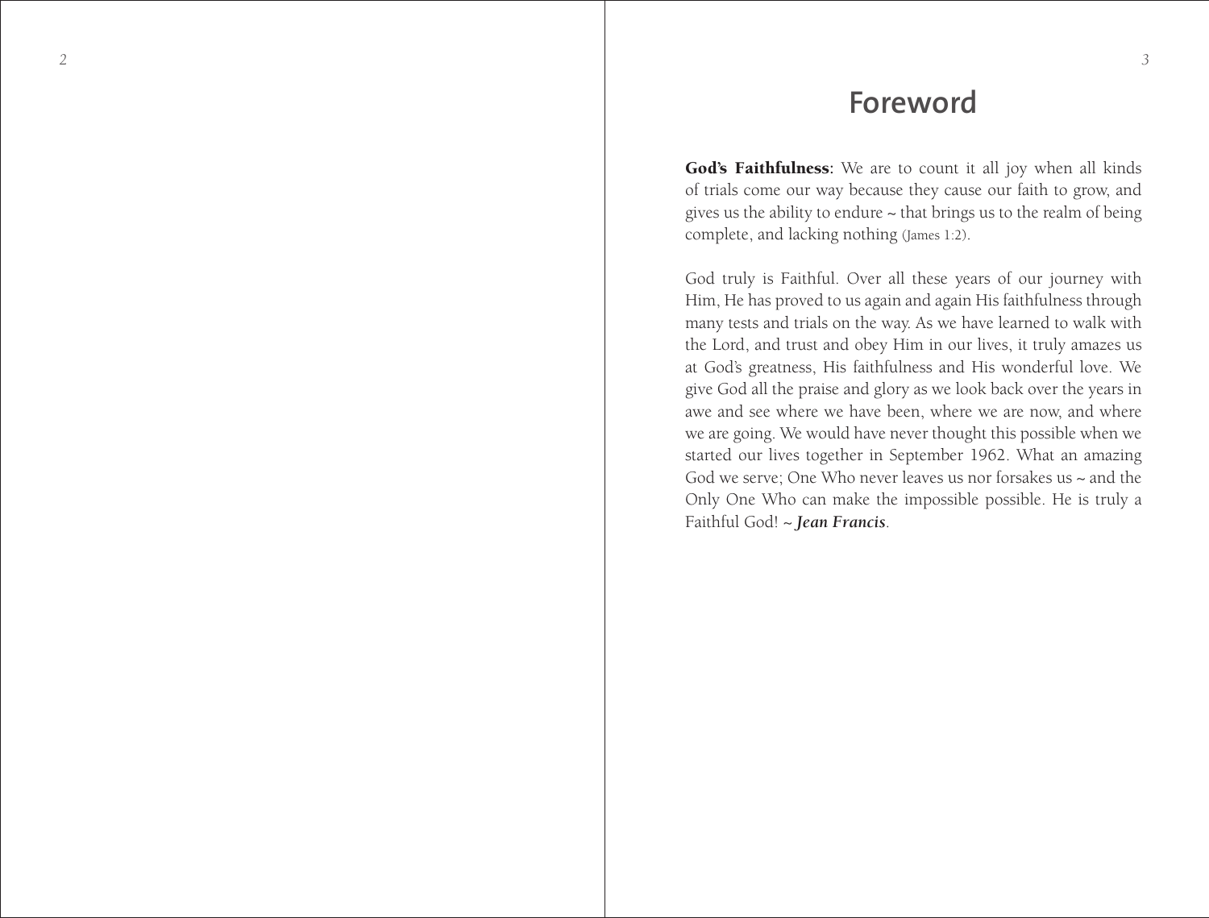# Foreword

**God's Faithfulness:** We are to count it all joy when all kinds of trials come our way because they cause our faith to grow, and gives us the ability to endure ~ that brings us to the realm of being complete, and lacking nothing (James 1:2).

God truly is Faithful. Over all these years of our journey with Him, He has proved to us again and again His faithfulness through many tests and trials on the way. As we have learned to walk with the Lord, and trust and obey Him in our lives, it truly amazes us at God's greatness, His faithfulness and His wonderful love. We give God all the praise and glory as we look back over the years in awe and see where we have been, where we are now, and where we are going. We would have never thought this possible when we started our lives together in September 1962. What an amazing God we serve; One Who never leaves us nor forsakes us ~ and the Only One Who can make the impossible possible. He is truly a Faithful God! ~ ***Jean Francis***.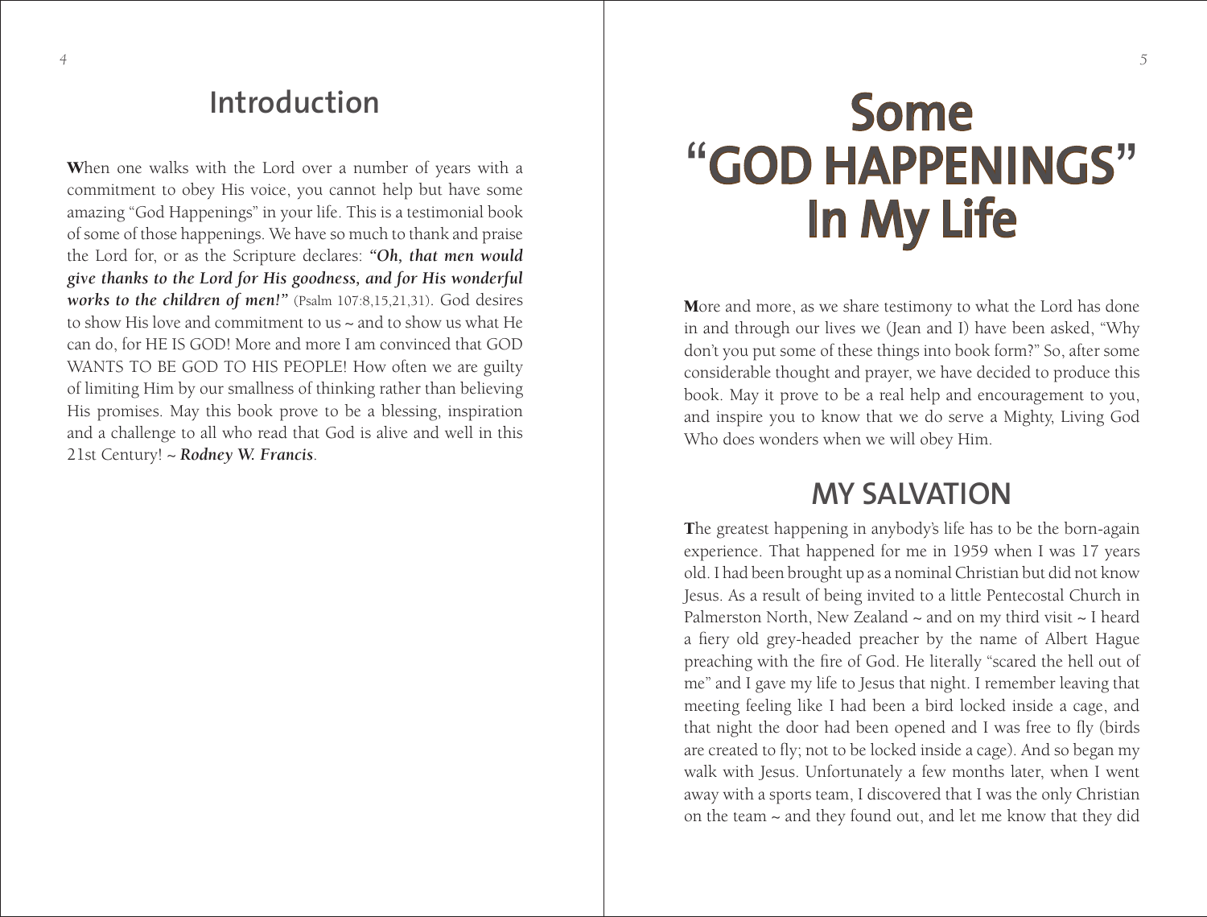## Introduction

**W**hen one walks with the Lord over a number of years with a commitment to obey His voice, you cannot help but have some amazing "God Happenings" in your life. This is a testimonial book of some of those happenings. We have so much to thank and praise the Lord for, or as the Scripture declares: ***"Oh, that men would give thanks to the Lord for His goodness, and for His wonderful works to the children of men!"*** (Psalm 107:8,15,21,31). God desires to show His love and commitment to us ~ and to show us what He can do, for HE IS GOD! More and more I am convinced that GOD WANTS TO BE GOD TO HIS PEOPLE! How often we are guilty of limiting Him by our smallness of thinking rather than believing His promises. May this book prove to be a blessing, inspiration and a challenge to all who read that God is alive and well in this 21st Century! ~ ***Rodney W. Francis***.

# Some "GOD HAPPENINGS" In My Life

**M**ore and more, as we share testimony to what the Lord has done in and through our lives we (Jean and I) have been asked, "Why don't you put some of these things into book form?" So, after some considerable thought and prayer, we have decided to produce this book. May it prove to be a real help and encouragement to you, and inspire you to know that we do serve a Mighty, Living God Who does wonders when we will obey Him.

## MY SALVATION

**T**he greatest happening in anybody's life has to be the born-again experience. That happened for me in 1959 when I was 17 years old. I had been brought up as a nominal Christian but did not know Jesus. As a result of being invited to a little Pentecostal Church in Palmerston North, New Zealand ~ and on my third visit ~ I heard a fiery old grey-headed preacher by the name of Albert Hague preaching with the fire of God. He literally "scared the hell out of me" and I gave my life to Jesus that night. I remember leaving that meeting feeling like I had been a bird locked inside a cage, and that night the door had been opened and I was free to fly (birds are created to fly; not to be locked inside a cage). And so began my walk with Jesus. Unfortunately a few months later, when I went away with a sports team, I discovered that I was the only Christian on the team ~ and they found out, and let me know that they did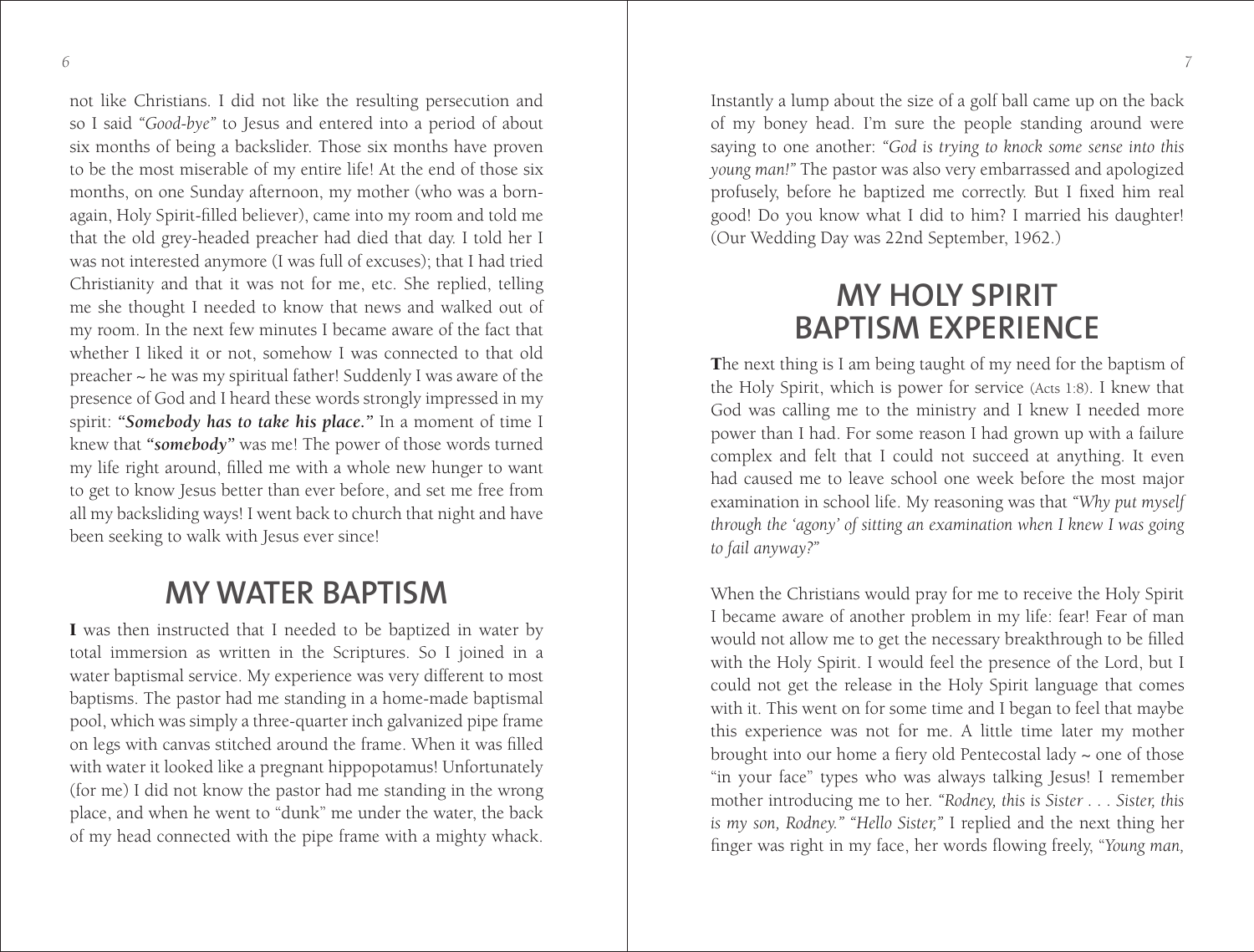not like Christians. I did not like the resulting persecution and so I said *"Good-bye"* to Jesus and entered into a period of about six months of being a backslider. Those six months have proven to be the most miserable of my entire life! At the end of those six months, on one Sunday afternoon, my mother (who was a born-again, Holy Spirit-filled believer), came into my room and told me that the old grey-headed preacher had died that day. I told her I was not interested anymore (I was full of excuses); that I had tried Christianity and that it was not for me, etc. She replied, telling me she thought I needed to know that news and walked out of my room. In the next few minutes I became aware of the fact that whether I liked it or not, somehow I was connected to that old preacher ~ he was my spiritual father! Suddenly I was aware of the presence of God and I heard these words strongly impressed in my spirit: ***"Somebody has to take his place."*** In a moment of time I knew that ***"somebody"*** was me! The power of those words turned my life right around, filled me with a whole new hunger to want to get to know Jesus better than ever before, and set me free from all my backsliding ways! I went back to church that night and have been seeking to walk with Jesus ever since!

## MY WATER BAPTISM

**I** was then instructed that I needed to be baptized in water by total immersion as written in the Scriptures. So I joined in a water baptismal service. My experience was very different to most baptisms. The pastor had me standing in a home-made baptismal pool, which was simply a three-quarter inch galvanized pipe frame on legs with canvas stitched around the frame. When it was filled with water it looked like a pregnant hippopotamus! Unfortunately (for me) I did not know the pastor had me standing in the wrong place, and when he went to "dunk" me under the water, the back of my head connected with the pipe frame with a mighty whack. Instantly a lump about the size of a golf ball came up on the back of my boney head. I'm sure the people standing around were saying to one another: *"God is trying to knock some sense into this young man!"* The pastor was also very embarrassed and apologized profusely, before he baptized me correctly. But I fixed him real good! Do you know what I did to him? I married his daughter! (Our Wedding Day was 22nd September, 1962.)

## MY HOLY SPIRIT BAPTISM EXPERIENCE

**T**he next thing is I am being taught of my need for the baptism of the Holy Spirit, which is power for service (Acts 1:8). I knew that God was calling me to the ministry and I knew I needed more power than I had. For some reason I had grown up with a failure complex and felt that I could not succeed at anything. It even had caused me to leave school one week before the most major examination in school life. My reasoning was that *"Why put myself through the 'agony' of sitting an examination when I knew I was going to fail anyway?"*

When the Christians would pray for me to receive the Holy Spirit I became aware of another problem in my life: fear! Fear of man would not allow me to get the necessary breakthrough to be filled with the Holy Spirit. I would feel the presence of the Lord, but I could not get the release in the Holy Spirit language that comes with it. This went on for some time and I began to feel that maybe this experience was not for me. A little time later my mother brought into our home a fiery old Pentecostal lady ~ one of those "in your face" types who was always talking Jesus! I remember mother introducing me to her. *"Rodney, this is Sister . . . Sister, this is my son, Rodney." "Hello Sister,"* I replied and the next thing her finger was right in my face, her words flowing freely, *"Young man,*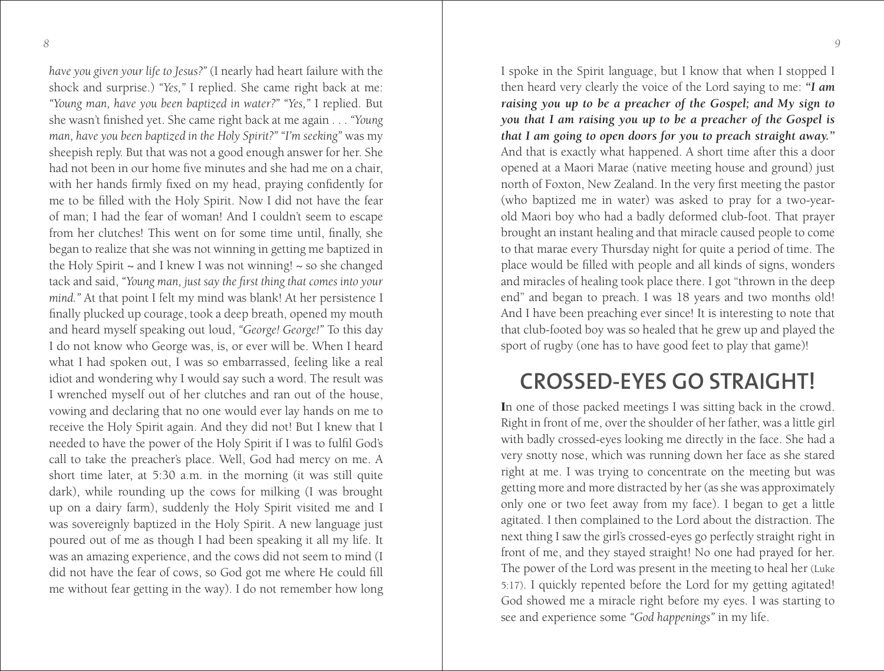*have you given your life to Jesus?"* (I nearly had heart failure with the shock and surprise.) *"Yes,"* I replied. She came right back at me: *"Young man, have you been baptized in water?" "Yes,"* I replied. But she wasn't finished yet. She came right back at me again . . . *"Young man, have you been baptized in the Holy Spirit?" "I'm seeking"* was my sheepish reply. But that was not a good enough answer for her. She had not been in our home five minutes and she had me on a chair, with her hands firmly fixed on my head, praying confidently for me to be filled with the Holy Spirit. Now I did not have the fear of man; I had the fear of woman! And I couldn't seem to escape from her clutches! This went on for some time until, finally, she began to realize that she was not winning in getting me baptized in the Holy Spirit ~ and I knew I was not winning! ~ so she changed tack and said, *"Young man, just say the first thing that comes into your mind."* At that point I felt my mind was blank! At her persistence I finally plucked up courage, took a deep breath, opened my mouth and heard myself speaking out loud, *"George! George!"* To this day I do not know who George was, is, or ever will be. When I heard what I had spoken out, I was so embarrassed, feeling like a real idiot and wondering why I would say such a word. The result was I wrenched myself out of her clutches and ran out of the house, vowing and declaring that no one would ever lay hands on me to receive the Holy Spirit again. And they did not! But I knew that I needed to have the power of the Holy Spirit if I was to fulfil God's call to take the preacher's place. Well, God had mercy on me. A short time later, at 5:30 a.m. in the morning (it was still quite dark), while rounding up the cows for milking (I was brought up on a dairy farm), suddenly the Holy Spirit visited me and I was sovereignly baptized in the Holy Spirit. A new language just poured out of me as though I had been speaking it all my life. It was an amazing experience, and the cows did not seem to mind (I did not have the fear of cows, so God got me where He could fill me without fear getting in the way). I do not remember how long I spoke in the Spirit language, but I know that when I stopped I then heard very clearly the voice of the Lord saying to me: ***"I am raising you up to be a preacher of the Gospel; and My sign to you that I am raising you up to be a preacher of the Gospel is that I am going to open doors for you to preach straight away."*** And that is exactly what happened. A short time after this a door opened at a Maori Marae (native meeting house and ground) just north of Foxton, New Zealand. In the very first meeting the pastor (who baptized me in water) was asked to pray for a two-year-old Maori boy who had a badly deformed club-foot. That prayer brought an instant healing and that miracle caused people to come to that marae every Thursday night for quite a period of time. The place would be filled with people and all kinds of signs, wonders and miracles of healing took place there. I got "thrown in the deep end" and began to preach. I was 18 years and two months old! And I have been preaching ever since! It is interesting to note that that club-footed boy was so healed that he grew up and played the sport of rugby (one has to have good feet to play that game)!

## CROSSED-EYES GO STRAIGHT!

**I**n one of those packed meetings I was sitting back in the crowd. Right in front of me, over the shoulder of her father, was a little girl with badly crossed-eyes looking me directly in the face. She had a very snotty nose, which was running down her face as she stared right at me. I was trying to concentrate on the meeting but was getting more and more distracted by her (as she was approximately only one or two feet away from my face). I began to get a little agitated. I then complained to the Lord about the distraction. The next thing I saw the girl's crossed-eyes go perfectly straight right in front of me, and they stayed straight! No one had prayed for her. The power of the Lord was present in the meeting to heal her (Luke 5:17). I quickly repented before the Lord for my getting agitated! God showed me a miracle right before my eyes. I was starting to see and experience some *"God happenings"* in my life.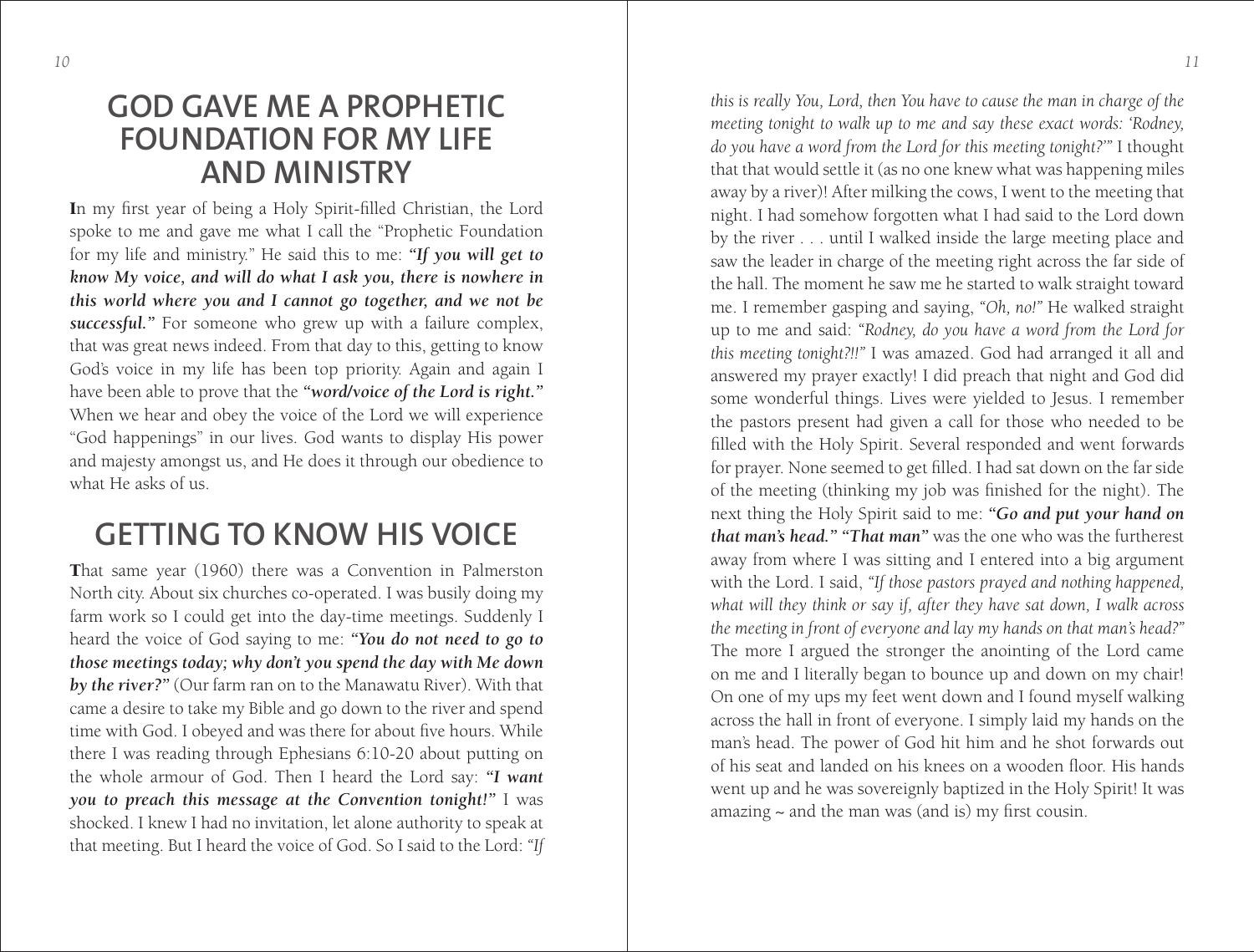# GOD GAVE ME A PROPHETIC FOUNDATION FOR MY LIFE AND MINISTRY

In my first year of being a Holy Spirit-filled Christian, the Lord spoke to me and gave me what I call the "Prophetic Foundation for my life and ministry." He said this to me: ***"If you will get to know My voice, and will do what I ask you, there is nowhere in this world where you and I cannot go together, and we not be successful."*** For someone who grew up with a failure complex, that was great news indeed. From that day to this, getting to know God's voice in my life has been top priority. Again and again I have been able to prove that the ***"word/voice of the Lord is right."*** When we hear and obey the voice of the Lord we will experience "God happenings" in our lives. God wants to display His power and majesty amongst us, and He does it through our obedience to what He asks of us.

# GETTING TO KNOW HIS VOICE

That same year (1960) there was a Convention in Palmerston North city. About six churches co-operated. I was busily doing my farm work so I could get into the day-time meetings. Suddenly I heard the voice of God saying to me: ***"You do not need to go to those meetings today; why don't you spend the day with Me down by the river?"*** (Our farm ran on to the Manawatu River). With that came a desire to take my Bible and go down to the river and spend time with God. I obeyed and was there for about five hours. While there I was reading through Ephesians 6:10-20 about putting on the whole armour of God. Then I heard the Lord say: ***"I want you to preach this message at the Convention tonight!"*** I was shocked. I knew I had no invitation, let alone authority to speak at that meeting. But I heard the voice of God. So I said to the Lord: *"If this is really You, Lord, then You have to cause the man in charge of the meeting tonight to walk up to me and say these exact words: 'Rodney, do you have a word from the Lord for this meeting tonight?'"* I thought that that would settle it (as no one knew what was happening miles away by a river)! After milking the cows, I went to the meeting that night. I had somehow forgotten what I had said to the Lord down by the river . . . until I walked inside the large meeting place and saw the leader in charge of the meeting right across the far side of the hall. The moment he saw me he started to walk straight toward me. I remember gasping and saying, *"Oh, no!"* He walked straight up to me and said: *"Rodney, do you have a word from the Lord for this meeting tonight?!!"* I was amazed. God had arranged it all and answered my prayer exactly! I did preach that night and God did some wonderful things. Lives were yielded to Jesus. I remember the pastors present had given a call for those who needed to be filled with the Holy Spirit. Several responded and went forwards for prayer. None seemed to get filled. I had sat down on the far side of the meeting (thinking my job was finished for the night). The next thing the Holy Spirit said to me: ***"Go and put your hand on that man's head." "That man"*** was the one who was the furtherest away from where I was sitting and I entered into a big argument with the Lord. I said, *"If those pastors prayed and nothing happened, what will they think or say if, after they have sat down, I walk across the meeting in front of everyone and lay my hands on that man's head?"* The more I argued the stronger the anointing of the Lord came on me and I literally began to bounce up and down on my chair! On one of my ups my feet went down and I found myself walking across the hall in front of everyone. I simply laid my hands on the man's head. The power of God hit him and he shot forwards out of his seat and landed on his knees on a wooden floor. His hands went up and he was sovereignly baptized in the Holy Spirit! It was amazing ~ and the man was (and is) my first cousin.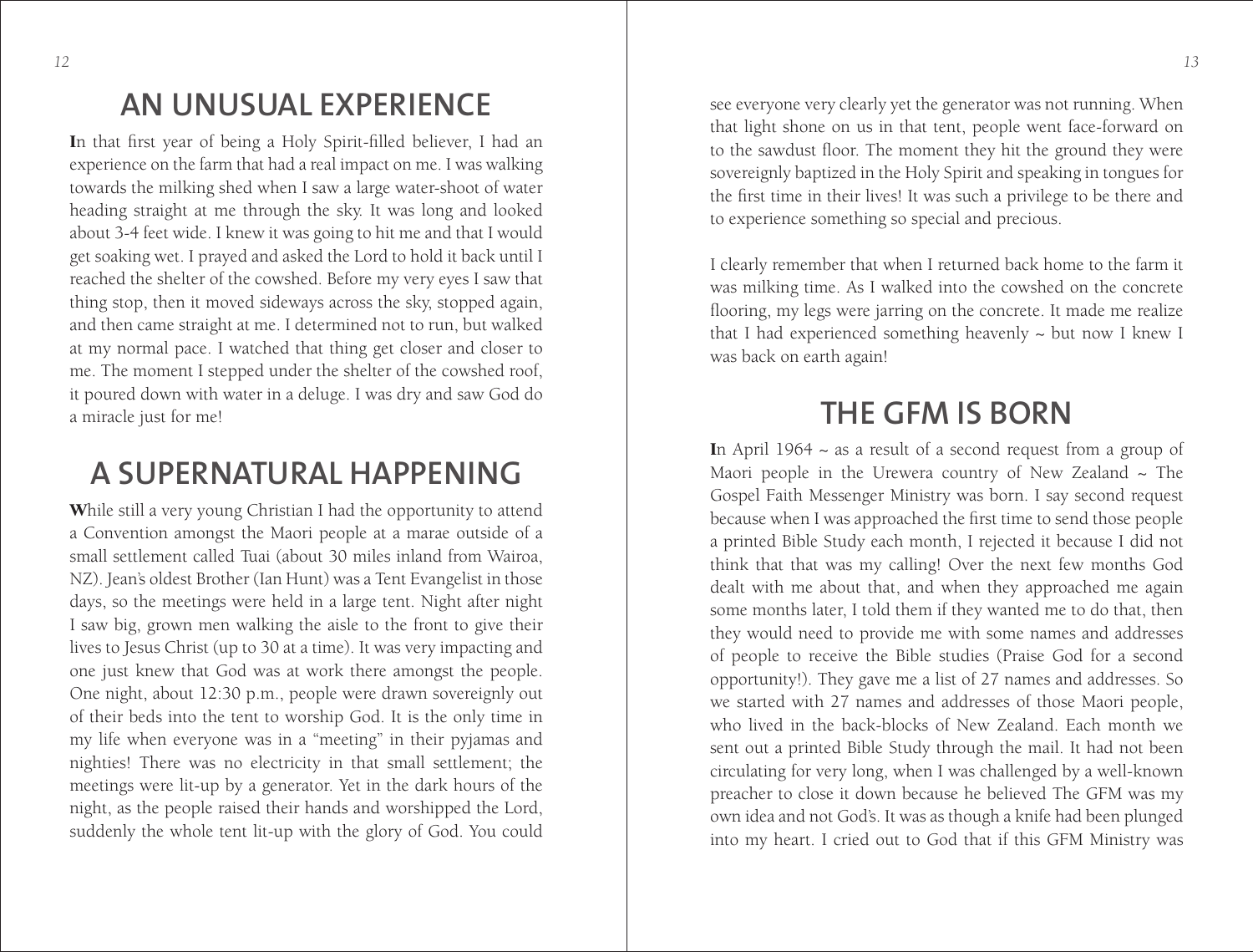## AN UNUSUAL EXPERIENCE

In that first year of being a Holy Spirit-filled believer, I had an experience on the farm that had a real impact on me. I was walking towards the milking shed when I saw a large water-shoot of water heading straight at me through the sky. It was long and looked about 3-4 feet wide. I knew it was going to hit me and that I would get soaking wet. I prayed and asked the Lord to hold it back until I reached the shelter of the cowshed. Before my very eyes I saw that thing stop, then it moved sideways across the sky, stopped again, and then came straight at me. I determined not to run, but walked at my normal pace. I watched that thing get closer and closer to me. The moment I stepped under the shelter of the cowshed roof, it poured down with water in a deluge. I was dry and saw God do a miracle just for me!

## A SUPERNATURAL HAPPENING

While still a very young Christian I had the opportunity to attend a Convention amongst the Maori people at a marae outside of a small settlement called Tuai (about 30 miles inland from Wairoa, NZ). Jean's oldest Brother (Ian Hunt) was a Tent Evangelist in those days, so the meetings were held in a large tent. Night after night I saw big, grown men walking the aisle to the front to give their lives to Jesus Christ (up to 30 at a time). It was very impacting and one just knew that God was at work there amongst the people. One night, about 12:30 p.m., people were drawn sovereignly out of their beds into the tent to worship God. It is the only time in my life when everyone was in a "meeting" in their pyjamas and nighties! There was no electricity in that small settlement; the meetings were lit-up by a generator. Yet in the dark hours of the night, as the people raised their hands and worshipped the Lord, suddenly the whole tent lit-up with the glory of God. You could see everyone very clearly yet the generator was not running. When that light shone on us in that tent, people went face-forward on to the sawdust floor. The moment they hit the ground they were sovereignly baptized in the Holy Spirit and speaking in tongues for the first time in their lives! It was such a privilege to be there and to experience something so special and precious.

I clearly remember that when I returned back home to the farm it was milking time. As I walked into the cowshed on the concrete flooring, my legs were jarring on the concrete. It made me realize that I had experienced something heavenly ~ but now I knew I was back on earth again!

## THE GFM IS BORN

In April 1964 ~ as a result of a second request from a group of Maori people in the Urewera country of New Zealand ~ The Gospel Faith Messenger Ministry was born. I say second request because when I was approached the first time to send those people a printed Bible Study each month, I rejected it because I did not think that that was my calling! Over the next few months God dealt with me about that, and when they approached me again some months later, I told them if they wanted me to do that, then they would need to provide me with some names and addresses of people to receive the Bible studies (Praise God for a second opportunity!). They gave me a list of 27 names and addresses. So we started with 27 names and addresses of those Maori people, who lived in the back-blocks of New Zealand. Each month we sent out a printed Bible Study through the mail. It had not been circulating for very long, when I was challenged by a well-known preacher to close it down because he believed The GFM was my own idea and not God's. It was as though a knife had been plunged into my heart. I cried out to God that if this GFM Ministry was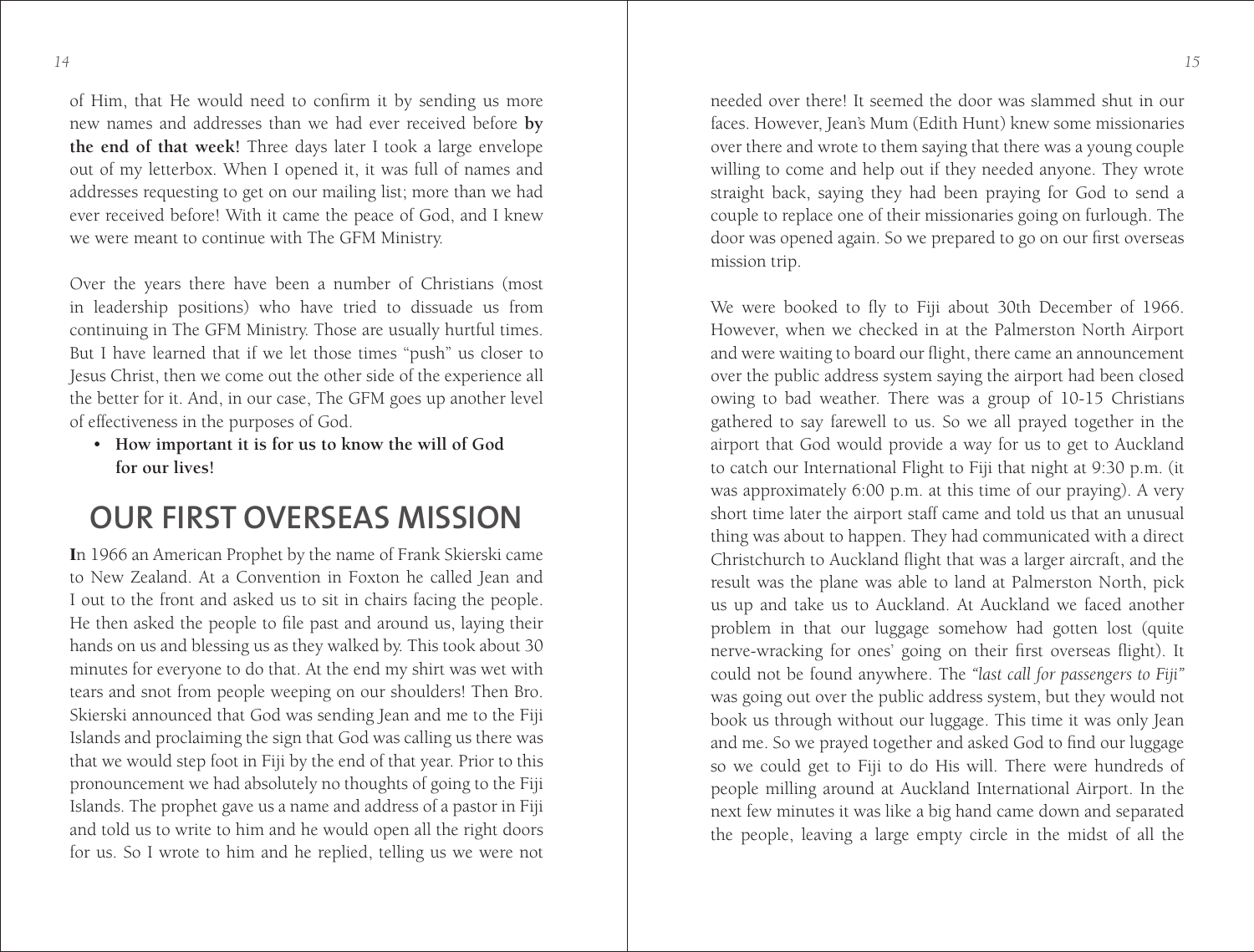of Him, that He would need to confirm it by sending us more new names and addresses than we had ever received before **by the end of that week!** Three days later I took a large envelope out of my letterbox. When I opened it, it was full of names and addresses requesting to get on our mailing list; more than we had ever received before! With it came the peace of God, and I knew we were meant to continue with The GFM Ministry.

Over the years there have been a number of Christians (most in leadership positions) who have tried to dissuade us from continuing in The GFM Ministry. Those are usually hurtful times. But I have learned that if we let those times "push" us closer to Jesus Christ, then we come out the other side of the experience all the better for it. And, in our case, The GFM goes up another level of effectiveness in the purposes of God.

- **How important it is for us to know the will of God for our lives!**

## OUR FIRST OVERSEAS MISSION

**I**n 1966 an American Prophet by the name of Frank Skierski came to New Zealand. At a Convention in Foxton he called Jean and I out to the front and asked us to sit in chairs facing the people. He then asked the people to file past and around us, laying their hands on us and blessing us as they walked by. This took about 30 minutes for everyone to do that. At the end my shirt was wet with tears and snot from people weeping on our shoulders! Then Bro. Skierski announced that God was sending Jean and me to the Fiji Islands and proclaiming the sign that God was calling us there was that we would step foot in Fiji by the end of that year. Prior to this pronouncement we had absolutely no thoughts of going to the Fiji Islands. The prophet gave us a name and address of a pastor in Fiji and told us to write to him and he would open all the right doors for us. So I wrote to him and he replied, telling us we were not needed over there! It seemed the door was slammed shut in our faces. However, Jean's Mum (Edith Hunt) knew some missionaries over there and wrote to them saying that there was a young couple willing to come and help out if they needed anyone. They wrote straight back, saying they had been praying for God to send a couple to replace one of their missionaries going on furlough. The door was opened again. So we prepared to go on our first overseas mission trip.

We were booked to fly to Fiji about 30th December of 1966. However, when we checked in at the Palmerston North Airport and were waiting to board our flight, there came an announcement over the public address system saying the airport had been closed owing to bad weather. There was a group of 10-15 Christians gathered to say farewell to us. So we all prayed together in the airport that God would provide a way for us to get to Auckland to catch our International Flight to Fiji that night at 9:30 p.m. (it was approximately 6:00 p.m. at this time of our praying). A very short time later the airport staff came and told us that an unusual thing was about to happen. They had communicated with a direct Christchurch to Auckland flight that was a larger aircraft, and the result was the plane was able to land at Palmerston North, pick us up and take us to Auckland. At Auckland we faced another problem in that our luggage somehow had gotten lost (quite nerve-wracking for ones' going on their first overseas flight). It could not be found anywhere. The *"last call for passengers to Fiji"* was going out over the public address system, but they would not book us through without our luggage. This time it was only Jean and me. So we prayed together and asked God to find our luggage so we could get to Fiji to do His will. There were hundreds of people milling around at Auckland International Airport. In the next few minutes it was like a big hand came down and separated the people, leaving a large empty circle in the midst of all the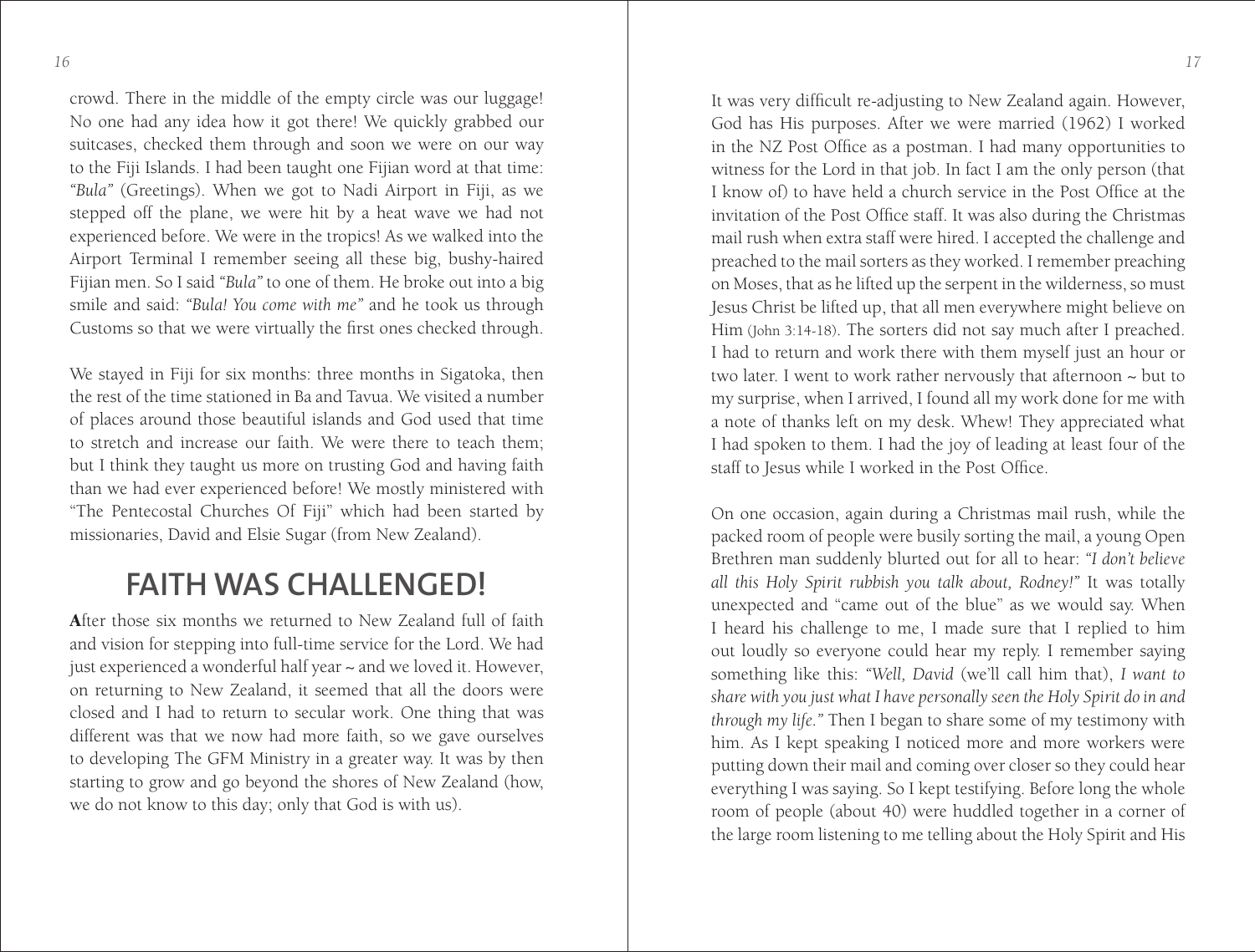crowd. There in the middle of the empty circle was our luggage! No one had any idea how it got there! We quickly grabbed our suitcases, checked them through and soon we were on our way to the Fiji Islands. I had been taught one Fijian word at that time: *"Bula"* (Greetings). When we got to Nadi Airport in Fiji, as we stepped off the plane, we were hit by a heat wave we had not experienced before. We were in the tropics! As we walked into the Airport Terminal I remember seeing all these big, bushy-haired Fijian men. So I said *"Bula"* to one of them. He broke out into a big smile and said: *"Bula! You come with me"* and he took us through Customs so that we were virtually the first ones checked through.

We stayed in Fiji for six months: three months in Sigatoka, then the rest of the time stationed in Ba and Tavua. We visited a number of places around those beautiful islands and God used that time to stretch and increase our faith. We were there to teach them; but I think they taught us more on trusting God and having faith than we had ever experienced before! We mostly ministered with "The Pentecostal Churches Of Fiji" which had been started by missionaries, David and Elsie Sugar (from New Zealand).

## FAITH WAS CHALLENGED!

**A**fter those six months we returned to New Zealand full of faith and vision for stepping into full-time service for the Lord. We had just experienced a wonderful half year ~ and we loved it. However, on returning to New Zealand, it seemed that all the doors were closed and I had to return to secular work. One thing that was different was that we now had more faith, so we gave ourselves to developing The GFM Ministry in a greater way. It was by then starting to grow and go beyond the shores of New Zealand (how, we do not know to this day; only that God is with us).

It was very difficult re-adjusting to New Zealand again. However, God has His purposes. After we were married (1962) I worked in the NZ Post Office as a postman. I had many opportunities to witness for the Lord in that job. In fact I am the only person (that I know of) to have held a church service in the Post Office at the invitation of the Post Office staff. It was also during the Christmas mail rush when extra staff were hired. I accepted the challenge and preached to the mail sorters as they worked. I remember preaching on Moses, that as he lifted up the serpent in the wilderness, so must Jesus Christ be lifted up, that all men everywhere might believe on Him (John 3:14-18). The sorters did not say much after I preached. I had to return and work there with them myself just an hour or two later. I went to work rather nervously that afternoon ~ but to my surprise, when I arrived, I found all my work done for me with a note of thanks left on my desk. Whew! They appreciated what I had spoken to them. I had the joy of leading at least four of the staff to Jesus while I worked in the Post Office.

On one occasion, again during a Christmas mail rush, while the packed room of people were busily sorting the mail, a young Open Brethren man suddenly blurted out for all to hear: *"I don't believe all this Holy Spirit rubbish you talk about, Rodney!"* It was totally unexpected and "came out of the blue" as we would say. When I heard his challenge to me, I made sure that I replied to him out loudly so everyone could hear my reply. I remember saying something like this: *"Well, David* (we'll call him that), *I want to share with you just what I have personally seen the Holy Spirit do in and through my life."* Then I began to share some of my testimony with him. As I kept speaking I noticed more and more workers were putting down their mail and coming over closer so they could hear everything I was saying. So I kept testifying. Before long the whole room of people (about 40) were huddled together in a corner of the large room listening to me telling about the Holy Spirit and His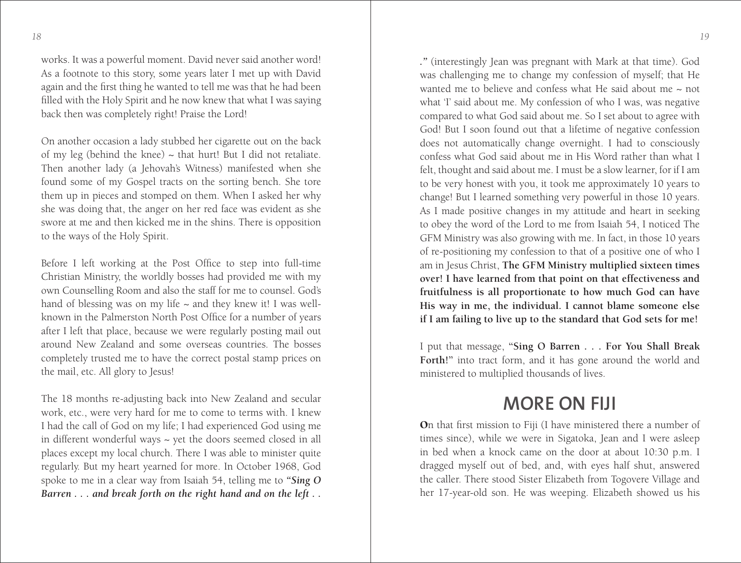works. It was a powerful moment. David never said another word! As a footnote to this story, some years later I met up with David again and the first thing he wanted to tell me was that he had been filled with the Holy Spirit and he now knew that what I was saying back then was completely right! Praise the Lord!

On another occasion a lady stubbed her cigarette out on the back of my leg (behind the knee) ~ that hurt! But I did not retaliate. Then another lady (a Jehovah's Witness) manifested when she found some of my Gospel tracts on the sorting bench. She tore them up in pieces and stomped on them. When I asked her why she was doing that, the anger on her red face was evident as she swore at me and then kicked me in the shins. There is opposition to the ways of the Holy Spirit.

Before I left working at the Post Office to step into full-time Christian Ministry, the worldly bosses had provided me with my own Counselling Room and also the staff for me to counsel. God's hand of blessing was on my life ~ and they knew it! I was well-known in the Palmerston North Post Office for a number of years after I left that place, because we were regularly posting mail out around New Zealand and some overseas countries. The bosses completely trusted me to have the correct postal stamp prices on the mail, etc. All glory to Jesus!

The 18 months re-adjusting back into New Zealand and secular work, etc., were very hard for me to come to terms with. I knew I had the call of God on my life; I had experienced God using me in different wonderful ways ~ yet the doors seemed closed in all places except my local church. There I was able to minister quite regularly. But my heart yearned for more. In October 1968, God spoke to me in a clear way from Isaiah 54, telling me to ***"Sing O Barren . . . and break forth on the right hand and on the left . . .*"** (interestingly Jean was pregnant with Mark at that time). God was challenging me to change my confession of myself; that He wanted me to believe and confess what He said about me ~ not what 'I' said about me. My confession of who I was, was negative compared to what God said about me. So I set about to agree with God! But I soon found out that a lifetime of negative confession does not automatically change overnight. I had to consciously confess what God said about me in His Word rather than what I felt, thought and said about me. I must be a slow learner, for if I am to be very honest with you, it took me approximately 10 years to change! But I learned something very powerful in those 10 years. As I made positive changes in my attitude and heart in seeking to obey the word of the Lord to me from Isaiah 54, I noticed The GFM Ministry was also growing with me. In fact, in those 10 years of re-positioning my confession to that of a positive one of who I am in Jesus Christ, **The GFM Ministry multiplied sixteen times over! I have learned from that point on that effectiveness and fruitfulness is all proportionate to how much God can have His way in me, the individual. I cannot blame someone else if I am failing to live up to the standard that God sets for me!**

I put that message, "**Sing O Barren . . . For You Shall Break Forth!**" into tract form, and it has gone around the world and ministered to multiplied thousands of lives.

## MORE ON FIJI

**O**n that first mission to Fiji (I have ministered there a number of times since), while we were in Sigatoka, Jean and I were asleep in bed when a knock came on the door at about 10:30 p.m. I dragged myself out of bed, and, with eyes half shut, answered the caller. There stood Sister Elizabeth from Togovere Village and her 17-year-old son. He was weeping. Elizabeth showed us his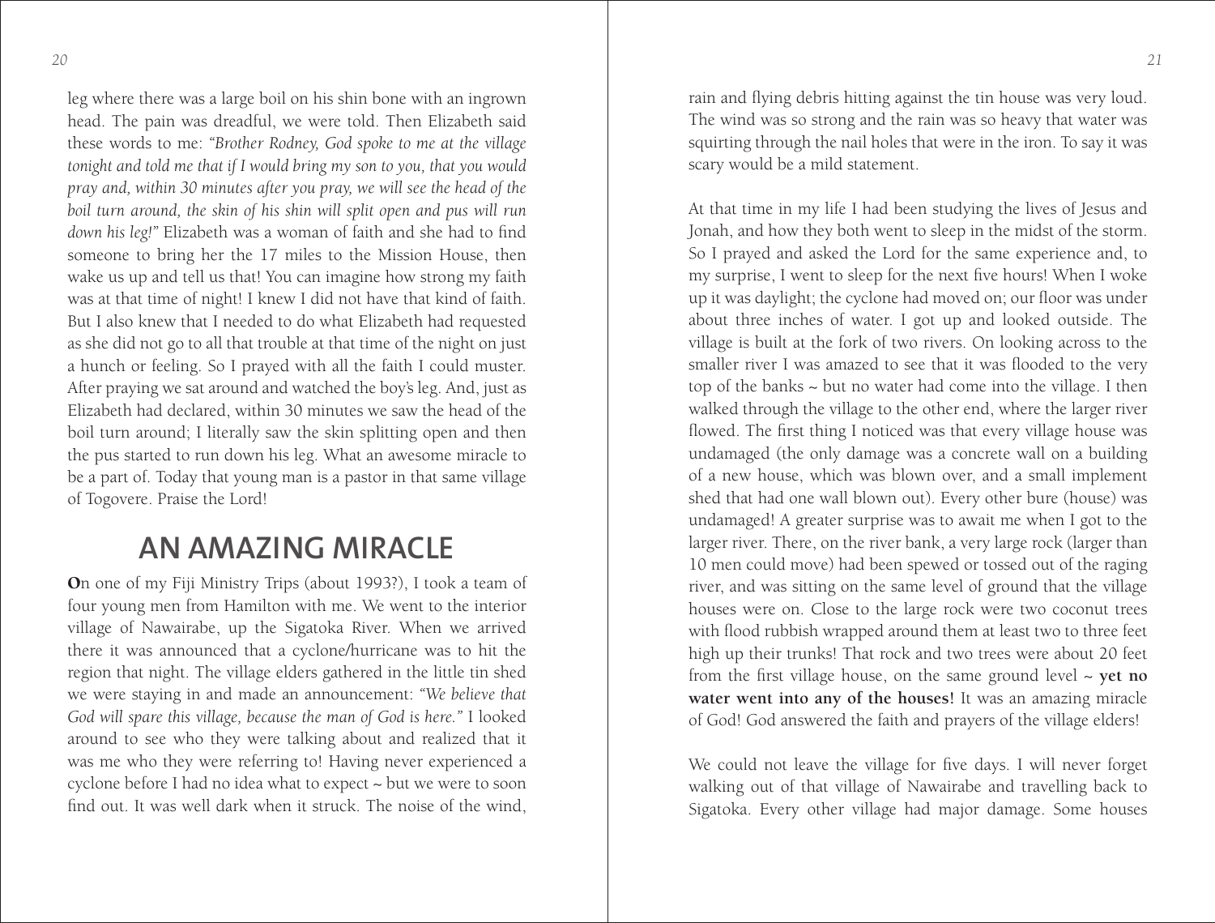leg where there was a large boil on his shin bone with an ingrown head. The pain was dreadful, we were told. Then Elizabeth said these words to me: *"Brother Rodney, God spoke to me at the village tonight and told me that if I would bring my son to you, that you would pray and, within 30 minutes after you pray, we will see the head of the boil turn around, the skin of his shin will split open and pus will run down his leg!"* Elizabeth was a woman of faith and she had to find someone to bring her the 17 miles to the Mission House, then wake us up and tell us that! You can imagine how strong my faith was at that time of night! I knew I did not have that kind of faith. But I also knew that I needed to do what Elizabeth had requested as she did not go to all that trouble at that time of the night on just a hunch or feeling. So I prayed with all the faith I could muster. After praying we sat around and watched the boy's leg. And, just as Elizabeth had declared, within 30 minutes we saw the head of the boil turn around; I literally saw the skin splitting open and then the pus started to run down his leg. What an awesome miracle to be a part of. Today that young man is a pastor in that same village of Togovere. Praise the Lord!

## AN AMAZING MIRACLE

**O**n one of my Fiji Ministry Trips (about 1993?), I took a team of four young men from Hamilton with me. We went to the interior village of Nawairabe, up the Sigatoka River. When we arrived there it was announced that a cyclone/hurricane was to hit the region that night. The village elders gathered in the little tin shed we were staying in and made an announcement: *"We believe that God will spare this village, because the man of God is here."* I looked around to see who they were talking about and realized that it was me who they were referring to! Having never experienced a cyclone before I had no idea what to expect ~ but we were to soon find out. It was well dark when it struck. The noise of the wind, rain and flying debris hitting against the tin house was very loud. The wind was so strong and the rain was so heavy that water was squirting through the nail holes that were in the iron. To say it was scary would be a mild statement.

At that time in my life I had been studying the lives of Jesus and Jonah, and how they both went to sleep in the midst of the storm. So I prayed and asked the Lord for the same experience and, to my surprise, I went to sleep for the next five hours! When I woke up it was daylight; the cyclone had moved on; our floor was under about three inches of water. I got up and looked outside. The village is built at the fork of two rivers. On looking across to the smaller river I was amazed to see that it was flooded to the very top of the banks ~ but no water had come into the village. I then walked through the village to the other end, where the larger river flowed. The first thing I noticed was that every village house was undamaged (the only damage was a concrete wall on a building of a new house, which was blown over, and a small implement shed that had one wall blown out). Every other bure (house) was undamaged! A greater surprise was to await me when I got to the larger river. There, on the river bank, a very large rock (larger than 10 men could move) had been spewed or tossed out of the raging river, and was sitting on the same level of ground that the village houses were on. Close to the large rock were two coconut trees with flood rubbish wrapped around them at least two to three feet high up their trunks! That rock and two trees were about 20 feet from the first village house, on the same ground level ~ **yet no water went into any of the houses!** It was an amazing miracle of God! God answered the faith and prayers of the village elders!

We could not leave the village for five days. I will never forget walking out of that village of Nawairabe and travelling back to Sigatoka. Every other village had major damage. Some houses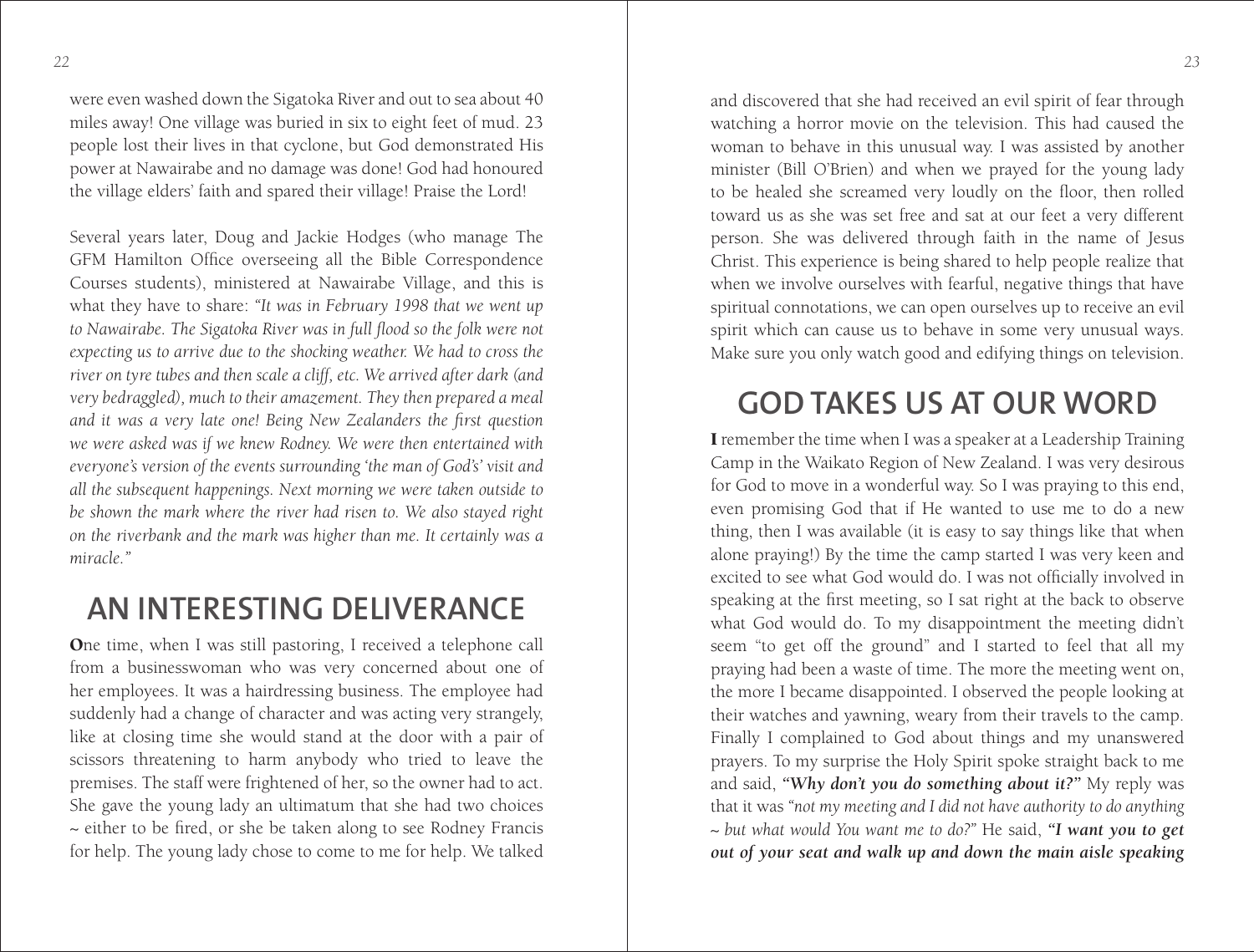were even washed down the Sigatoka River and out to sea about 40 miles away! One village was buried in six to eight feet of mud. 23 people lost their lives in that cyclone, but God demonstrated His power at Nawairabe and no damage was done! God had honoured the village elders' faith and spared their village! Praise the Lord!

Several years later, Doug and Jackie Hodges (who manage The GFM Hamilton Office overseeing all the Bible Correspondence Courses students), ministered at Nawairabe Village, and this is what they have to share: *"It was in February 1998 that we went up to Nawairabe. The Sigatoka River was in full flood so the folk were not expecting us to arrive due to the shocking weather. We had to cross the river on tyre tubes and then scale a cliff, etc. We arrived after dark (and very bedraggled), much to their amazement. They then prepared a meal and it was a very late one! Being New Zealanders the first question we were asked was if we knew Rodney. We were then entertained with everyone's version of the events surrounding 'the man of God's' visit and all the subsequent happenings. Next morning we were taken outside to be shown the mark where the river had risen to. We also stayed right on the riverbank and the mark was higher than me. It certainly was a miracle."*

## AN INTERESTING DELIVERANCE

**O**ne time, when I was still pastoring, I received a telephone call from a businesswoman who was very concerned about one of her employees. It was a hairdressing business. The employee had suddenly had a change of character and was acting very strangely, like at closing time she would stand at the door with a pair of scissors threatening to harm anybody who tried to leave the premises. The staff were frightened of her, so the owner had to act. She gave the young lady an ultimatum that she had two choices ~ either to be fired, or she be taken along to see Rodney Francis for help. The young lady chose to come to me for help. We talked and discovered that she had received an evil spirit of fear through watching a horror movie on the television. This had caused the woman to behave in this unusual way. I was assisted by another minister (Bill O'Brien) and when we prayed for the young lady to be healed she screamed very loudly on the floor, then rolled toward us as she was set free and sat at our feet a very different person. She was delivered through faith in the name of Jesus Christ. This experience is being shared to help people realize that when we involve ourselves with fearful, negative things that have spiritual connotations, we can open ourselves up to receive an evil spirit which can cause us to behave in some very unusual ways. Make sure you only watch good and edifying things on television.

## GOD TAKES US AT OUR WORD

**I** remember the time when I was a speaker at a Leadership Training Camp in the Waikato Region of New Zealand. I was very desirous for God to move in a wonderful way. So I was praying to this end, even promising God that if He wanted to use me to do a new thing, then I was available (it is easy to say things like that when alone praying!) By the time the camp started I was very keen and excited to see what God would do. I was not officially involved in speaking at the first meeting, so I sat right at the back to observe what God would do. To my disappointment the meeting didn't seem "to get off the ground" and I started to feel that all my praying had been a waste of time. The more the meeting went on, the more I became disappointed. I observed the people looking at their watches and yawning, weary from their travels to the camp. Finally I complained to God about things and my unanswered prayers. To my surprise the Holy Spirit spoke straight back to me and said, ***"Why don't you do something about it?"*** My reply was that it was *"not my meeting and I did not have authority to do anything ~ but what would You want me to do?"* He said, ***"I want you to get out of your seat and walk up and down the main aisle speaking***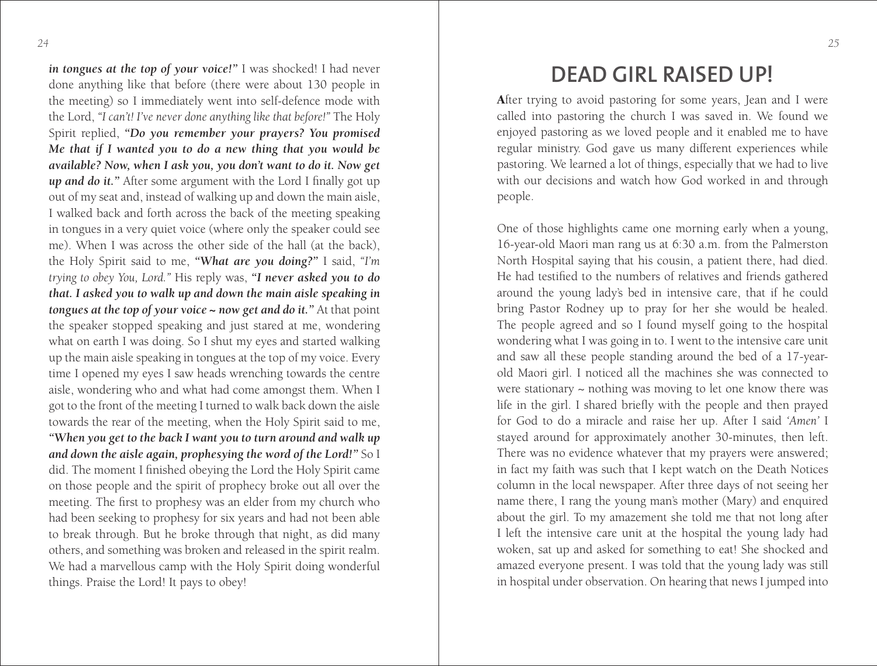***in tongues at the top of your voice!"*** I was shocked! I had never done anything like that before (there were about 130 people in the meeting) so I immediately went into self-defence mode with the Lord, *"I can't! I've never done anything like that before!"* The Holy Spirit replied, ***"Do you remember your prayers? You promised Me that if I wanted you to do a new thing that you would be available? Now, when I ask you, you don't want to do it. Now get up and do it."*** After some argument with the Lord I finally got up out of my seat and, instead of walking up and down the main aisle, I walked back and forth across the back of the meeting speaking in tongues in a very quiet voice (where only the speaker could see me). When I was across the other side of the hall (at the back), the Holy Spirit said to me, ***"What are you doing?"*** I said, *"I'm trying to obey You, Lord."* His reply was, ***"I never asked you to do that. I asked you to walk up and down the main aisle speaking in tongues at the top of your voice ~ now get and do it."*** At that point the speaker stopped speaking and just stared at me, wondering what on earth I was doing. So I shut my eyes and started walking up the main aisle speaking in tongues at the top of my voice. Every time I opened my eyes I saw heads wrenching towards the centre aisle, wondering who and what had come amongst them. When I got to the front of the meeting I turned to walk back down the aisle towards the rear of the meeting, when the Holy Spirit said to me, ***"When you get to the back I want you to turn around and walk up and down the aisle again, prophesying the word of the Lord!"*** So I did. The moment I finished obeying the Lord the Holy Spirit came on those people and the spirit of prophecy broke out all over the meeting. The first to prophesy was an elder from my church who had been seeking to prophesy for six years and had not been able to break through. But he broke through that night, as did many others, and something was broken and released in the spirit realm. We had a marvellous camp with the Holy Spirit doing wonderful things. Praise the Lord! It pays to obey!

# DEAD GIRL RAISED UP!

**A**fter trying to avoid pastoring for some years, Jean and I were called into pastoring the church I was saved in. We found we enjoyed pastoring as we loved people and it enabled me to have regular ministry. God gave us many different experiences while pastoring. We learned a lot of things, especially that we had to live with our decisions and watch how God worked in and through people.

One of those highlights came one morning early when a young, 16-year-old Maori man rang us at 6:30 a.m. from the Palmerston North Hospital saying that his cousin, a patient there, had died. He had testified to the numbers of relatives and friends gathered around the young lady's bed in intensive care, that if he could bring Pastor Rodney up to pray for her she would be healed. The people agreed and so I found myself going to the hospital wondering what I was going in to. I went to the intensive care unit and saw all these people standing around the bed of a 17-year-old Maori girl. I noticed all the machines she was connected to were stationary ~ nothing was moving to let one know there was life in the girl. I shared briefly with the people and then prayed for God to do a miracle and raise her up. After I said *'Amen'* I stayed around for approximately another 30-minutes, then left. There was no evidence whatever that my prayers were answered; in fact my faith was such that I kept watch on the Death Notices column in the local newspaper. After three days of not seeing her name there, I rang the young man's mother (Mary) and enquired about the girl. To my amazement she told me that not long after I left the intensive care unit at the hospital the young lady had woken, sat up and asked for something to eat! She shocked and amazed everyone present. I was told that the young lady was still in hospital under observation. On hearing that news I jumped into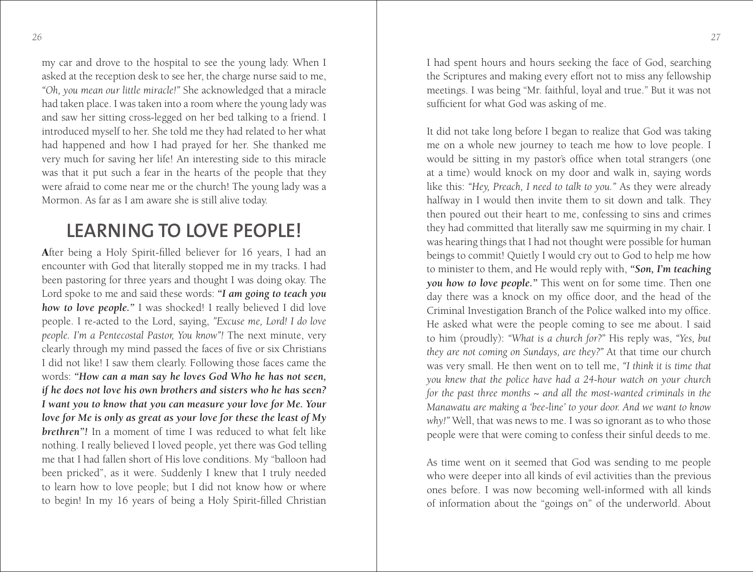my car and drove to the hospital to see the young lady. When I asked at the reception desk to see her, the charge nurse said to me, *"Oh, you mean our little miracle!"* She acknowledged that a miracle had taken place. I was taken into a room where the young lady was and saw her sitting cross-legged on her bed talking to a friend. I introduced myself to her. She told me they had related to her what had happened and how I had prayed for her. She thanked me very much for saving her life! An interesting side to this miracle was that it put such a fear in the hearts of the people that they were afraid to come near me or the church! The young lady was a Mormon. As far as I am aware she is still alive today.

## LEARNING TO LOVE PEOPLE!

**A**fter being a Holy Spirit-filled believer for 16 years, I had an encounter with God that literally stopped me in my tracks. I had been pastoring for three years and thought I was doing okay. The Lord spoke to me and said these words: ***"I am going to teach you how to love people."*** I was shocked! I really believed I did love people. I re-acted to the Lord, saying, *"Excuse me, Lord! I do love people. I'm a Pentecostal Pastor, You know"!* The next minute, very clearly through my mind passed the faces of five or six Christians I did not like! I saw them clearly. Following those faces came the words: ***"How can a man say he loves God Who he has not seen, if he does not love his own brothers and sisters who he has seen? I want you to know that you can measure your love for Me. Your love for Me is only as great as your love for these the least of My brethren"!*** In a moment of time I was reduced to what felt like nothing. I really believed I loved people, yet there was God telling me that I had fallen short of His love conditions. My "balloon had been pricked", as it were. Suddenly I knew that I truly needed to learn how to love people; but I did not know how or where to begin! In my 16 years of being a Holy Spirit-filled Christian I had spent hours and hours seeking the face of God, searching the Scriptures and making every effort not to miss any fellowship meetings. I was being "Mr. faithful, loyal and true." But it was not sufficient for what God was asking of me.

It did not take long before I began to realize that God was taking me on a whole new journey to teach me how to love people. I would be sitting in my pastor's office when total strangers (one at a time) would knock on my door and walk in, saying words like this: *"Hey, Preach, I need to talk to you."* As they were already halfway in I would then invite them to sit down and talk. They then poured out their heart to me, confessing to sins and crimes they had committed that literally saw me squirming in my chair. I was hearing things that I had not thought were possible for human beings to commit! Quietly I would cry out to God to help me how to minister to them, and He would reply with, ***"Son, I'm teaching you how to love people."*** This went on for some time. Then one day there was a knock on my office door, and the head of the Criminal Investigation Branch of the Police walked into my office. He asked what were the people coming to see me about. I said to him (proudly): *"What is a church for?"* His reply was, *"Yes, but they are not coming on Sundays, are they?"* At that time our church was very small. He then went on to tell me, *"I think it is time that you knew that the police have had a 24-hour watch on your church for the past three months ~ and all the most-wanted criminals in the Manawatu are making a 'bee-line' to your door. And we want to know why!"* Well, that was news to me. I was so ignorant as to who those people were that were coming to confess their sinful deeds to me.

As time went on it seemed that God was sending to me people who were deeper into all kinds of evil activities than the previous ones before. I was now becoming well-informed with all kinds of information about the "goings on" of the underworld. About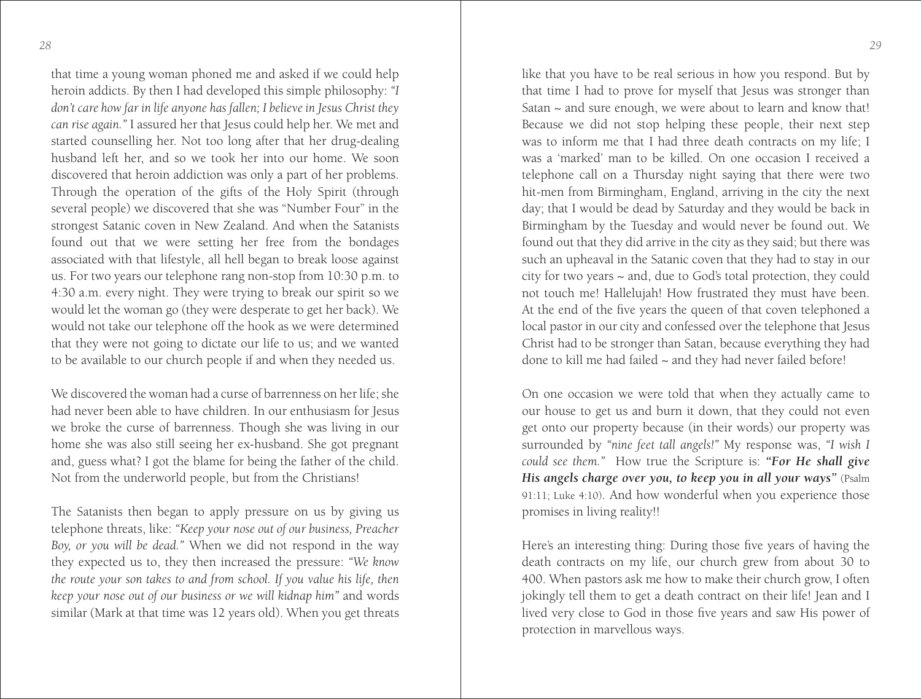that time a young woman phoned me and asked if we could help heroin addicts. By then I had developed this simple philosophy: *"I don't care how far in life anyone has fallen; I believe in Jesus Christ they can rise again."* I assured her that Jesus could help her. We met and started counselling her. Not too long after that her drug-dealing husband left her, and so we took her into our home. We soon discovered that heroin addiction was only a part of her problems. Through the operation of the gifts of the Holy Spirit (through several people) we discovered that she was "Number Four" in the strongest Satanic coven in New Zealand. And when the Satanists found out that we were setting her free from the bondages associated with that lifestyle, all hell began to break loose against us. For two years our telephone rang non-stop from 10:30 p.m. to 4:30 a.m. every night. They were trying to break our spirit so we would let the woman go (they were desperate to get her back). We would not take our telephone off the hook as we were determined that they were not going to dictate our life to us; and we wanted to be available to our church people if and when they needed us.

We discovered the woman had a curse of barrenness on her life; she had never been able to have children. In our enthusiasm for Jesus we broke the curse of barrenness. Though she was living in our home she was also still seeing her ex-husband. She got pregnant and, guess what? I got the blame for being the father of the child. Not from the underworld people, but from the Christians!

The Satanists then began to apply pressure on us by giving us telephone threats, like: *"Keep your nose out of our business, Preacher Boy, or you will be dead."* When we did not respond in the way they expected us to, they then increased the pressure: *"We know the route your son takes to and from school. If you value his life, then keep your nose out of our business or we will kidnap him"* and words similar (Mark at that time was 12 years old). When you get threats like that you have to be real serious in how you respond. But by that time I had to prove for myself that Jesus was stronger than Satan ~ and sure enough, we were about to learn and know that! Because we did not stop helping these people, their next step was to inform me that I had three death contracts on my life; I was a 'marked' man to be killed. On one occasion I received a telephone call on a Thursday night saying that there were two hit-men from Birmingham, England, arriving in the city the next day; that I would be dead by Saturday and they would be back in Birmingham by the Tuesday and would never be found out. We found out that they did arrive in the city as they said; but there was such an upheaval in the Satanic coven that they had to stay in our city for two years ~ and, due to God's total protection, they could not touch me! Hallelujah! How frustrated they must have been. At the end of the five years the queen of that coven telephoned a local pastor in our city and confessed over the telephone that Jesus Christ had to be stronger than Satan, because everything they had done to kill me had failed ~ and they had never failed before!

On one occasion we were told that when they actually came to our house to get us and burn it down, that they could not even get onto our property because (in their words) our property was surrounded by *"nine feet tall angels!"* My response was, *"I wish I could see them."* How true the Scripture is: ***"For He shall give His angels charge over you, to keep you in all your ways"*** (Psalm 91:11; Luke 4:10). And how wonderful when you experience those promises in living reality!!

Here's an interesting thing: During those five years of having the death contracts on my life, our church grew from about 30 to 400. When pastors ask me how to make their church grow, I often jokingly tell them to get a death contract on their life! Jean and I lived very close to God in those five years and saw His power of protection in marvellous ways.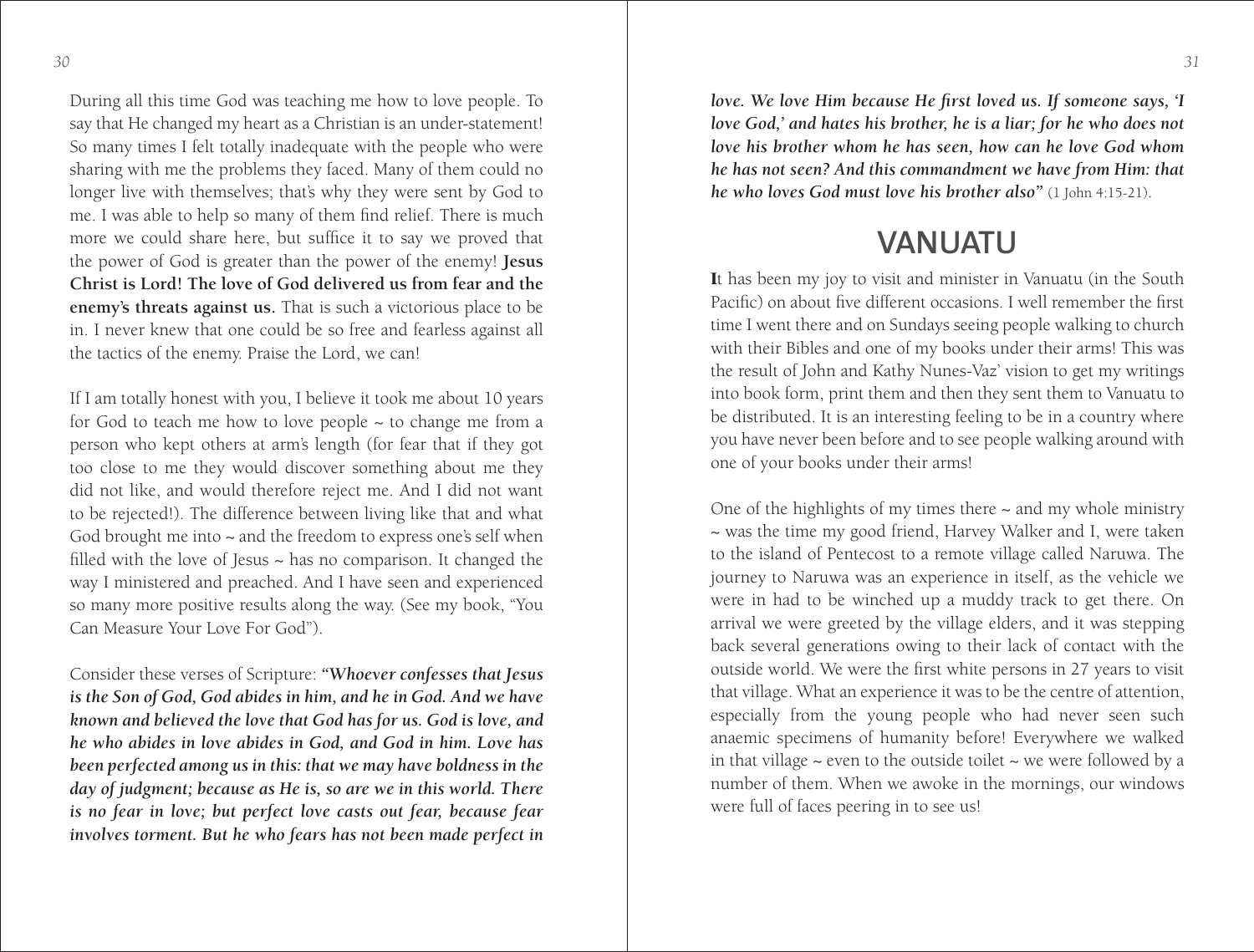During all this time God was teaching me how to love people. To say that He changed my heart as a Christian is an under-statement! So many times I felt totally inadequate with the people who were sharing with me the problems they faced. Many of them could no longer live with themselves; that's why they were sent by God to me. I was able to help so many of them find relief. There is much more we could share here, but suffice it to say we proved that the power of God is greater than the power of the enemy! **Jesus Christ is Lord! The love of God delivered us from fear and the enemy's threats against us.** That is such a victorious place to be in. I never knew that one could be so free and fearless against all the tactics of the enemy. Praise the Lord, we can!

If I am totally honest with you, I believe it took me about 10 years for God to teach me how to love people ~ to change me from a person who kept others at arm's length (for fear that if they got too close to me they would discover something about me they did not like, and would therefore reject me. And I did not want to be rejected!). The difference between living like that and what God brought me into ~ and the freedom to express one's self when filled with the love of Jesus ~ has no comparison. It changed the way I ministered and preached. And I have seen and experienced so many more positive results along the way. (See my book, "You Can Measure Your Love For God").

Consider these verses of Scripture: ***"Whoever confesses that Jesus is the Son of God, God abides in him, and he in God. And we have known and believed the love that God has for us. God is love, and he who abides in love abides in God, and God in him. Love has been perfected among us in this: that we may have boldness in the day of judgment; because as He is, so are we in this world. There is no fear in love; but perfect love casts out fear, because fear involves torment. But he who fears has not been made perfect in love. We love Him because He first loved us. If someone says, 'I love God,' and hates his brother, he is a liar; for he who does not love his brother whom he has seen, how can he love God whom he has not seen? And this commandment we have from Him: that he who loves God must love his brother also"*** (1 John 4:15-21).

## VANUATU

**I**t has been my joy to visit and minister in Vanuatu (in the South Pacific) on about five different occasions. I well remember the first time I went there and on Sundays seeing people walking to church with their Bibles and one of my books under their arms! This was the result of John and Kathy Nunes-Vaz' vision to get my writings into book form, print them and then they sent them to Vanuatu to be distributed. It is an interesting feeling to be in a country where you have never been before and to see people walking around with one of your books under their arms!

One of the highlights of my times there ~ and my whole ministry ~ was the time my good friend, Harvey Walker and I, were taken to the island of Pentecost to a remote village called Naruwa. The journey to Naruwa was an experience in itself, as the vehicle we were in had to be winched up a muddy track to get there. On arrival we were greeted by the village elders, and it was stepping back several generations owing to their lack of contact with the outside world. We were the first white persons in 27 years to visit that village. What an experience it was to be the centre of attention, especially from the young people who had never seen such anaemic specimens of humanity before! Everywhere we walked in that village ~ even to the outside toilet ~ we were followed by a number of them. When we awoke in the mornings, our windows were full of faces peering in to see us!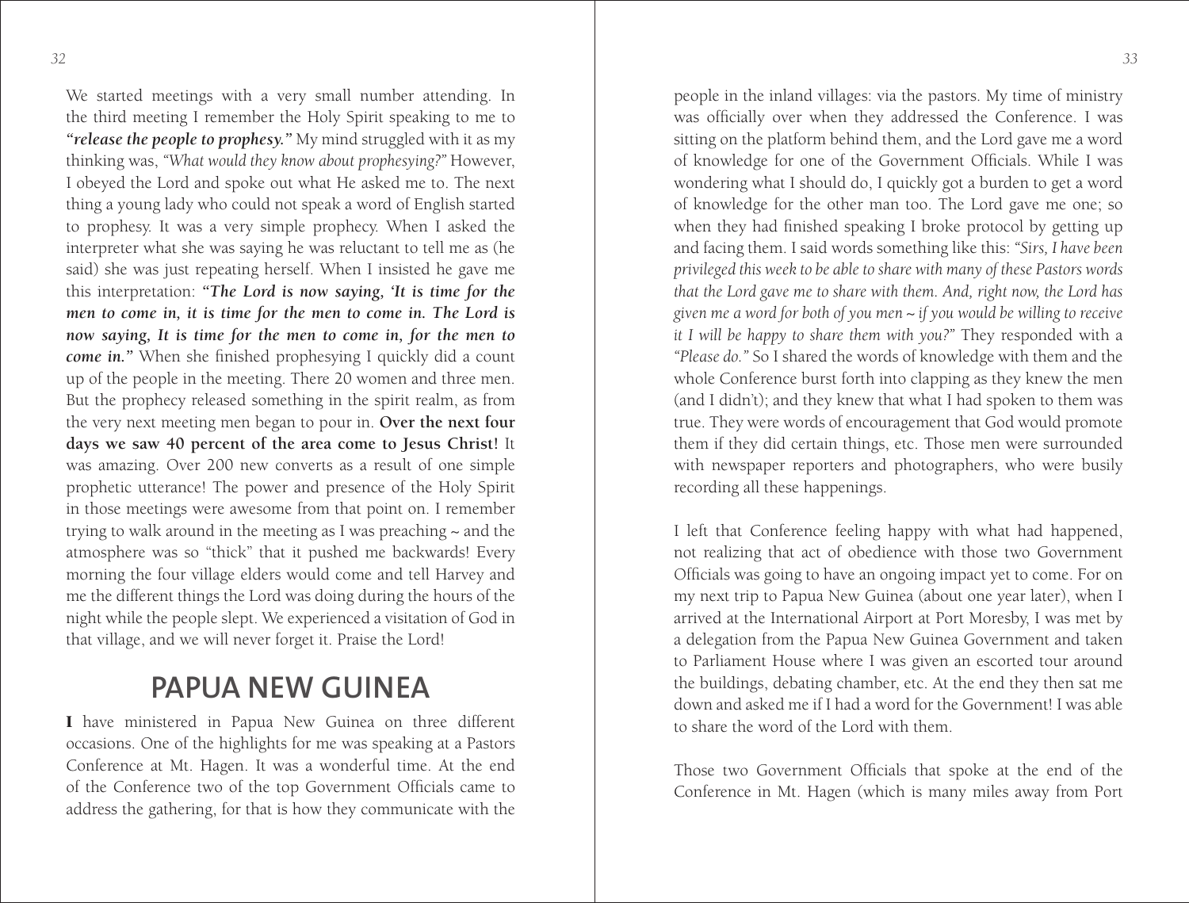We started meetings with a very small number attending. In the third meeting I remember the Holy Spirit speaking to me to ***"release the people to prophesy."*** My mind struggled with it as my thinking was, *"What would they know about prophesying?"* However, I obeyed the Lord and spoke out what He asked me to. The next thing a young lady who could not speak a word of English started to prophesy. It was a very simple prophecy. When I asked the interpreter what she was saying he was reluctant to tell me as (he said) she was just repeating herself. When I insisted he gave me this interpretation: ***"The Lord is now saying, 'It is time for the men to come in, it is time for the men to come in. The Lord is now saying, It is time for the men to come in, for the men to come in."*** When she finished prophesying I quickly did a count up of the people in the meeting. There 20 women and three men. But the prophecy released something in the spirit realm, as from the very next meeting men began to pour in. **Over the next four days we saw 40 percent of the area come to Jesus Christ!** It was amazing. Over 200 new converts as a result of one simple prophetic utterance! The power and presence of the Holy Spirit in those meetings were awesome from that point on. I remember trying to walk around in the meeting as I was preaching ~ and the atmosphere was so "thick" that it pushed me backwards! Every morning the four village elders would come and tell Harvey and me the different things the Lord was doing during the hours of the night while the people slept. We experienced a visitation of God in that village, and we will never forget it. Praise the Lord!

## PAPUA NEW GUINEA

**I** have ministered in Papua New Guinea on three different occasions. One of the highlights for me was speaking at a Pastors Conference at Mt. Hagen. It was a wonderful time. At the end of the Conference two of the top Government Officials came to address the gathering, for that is how they communicate with the people in the inland villages: via the pastors. My time of ministry was officially over when they addressed the Conference. I was sitting on the platform behind them, and the Lord gave me a word of knowledge for one of the Government Officials. While I was wondering what I should do, I quickly got a burden to get a word of knowledge for the other man too. The Lord gave me one; so when they had finished speaking I broke protocol by getting up and facing them. I said words something like this: *"Sirs, I have been privileged this week to be able to share with many of these Pastors words that the Lord gave me to share with them. And, right now, the Lord has given me a word for both of you men ~ if you would be willing to receive it I will be happy to share them with you?"* They responded with a *"Please do."* So I shared the words of knowledge with them and the whole Conference burst forth into clapping as they knew the men (and I didn't); and they knew that what I had spoken to them was true. They were words of encouragement that God would promote them if they did certain things, etc. Those men were surrounded with newspaper reporters and photographers, who were busily recording all these happenings.

I left that Conference feeling happy with what had happened, not realizing that act of obedience with those two Government Officials was going to have an ongoing impact yet to come. For on my next trip to Papua New Guinea (about one year later), when I arrived at the International Airport at Port Moresby, I was met by a delegation from the Papua New Guinea Government and taken to Parliament House where I was given an escorted tour around the buildings, debating chamber, etc. At the end they then sat me down and asked me if I had a word for the Government! I was able to share the word of the Lord with them.

Those two Government Officials that spoke at the end of the Conference in Mt. Hagen (which is many miles away from Port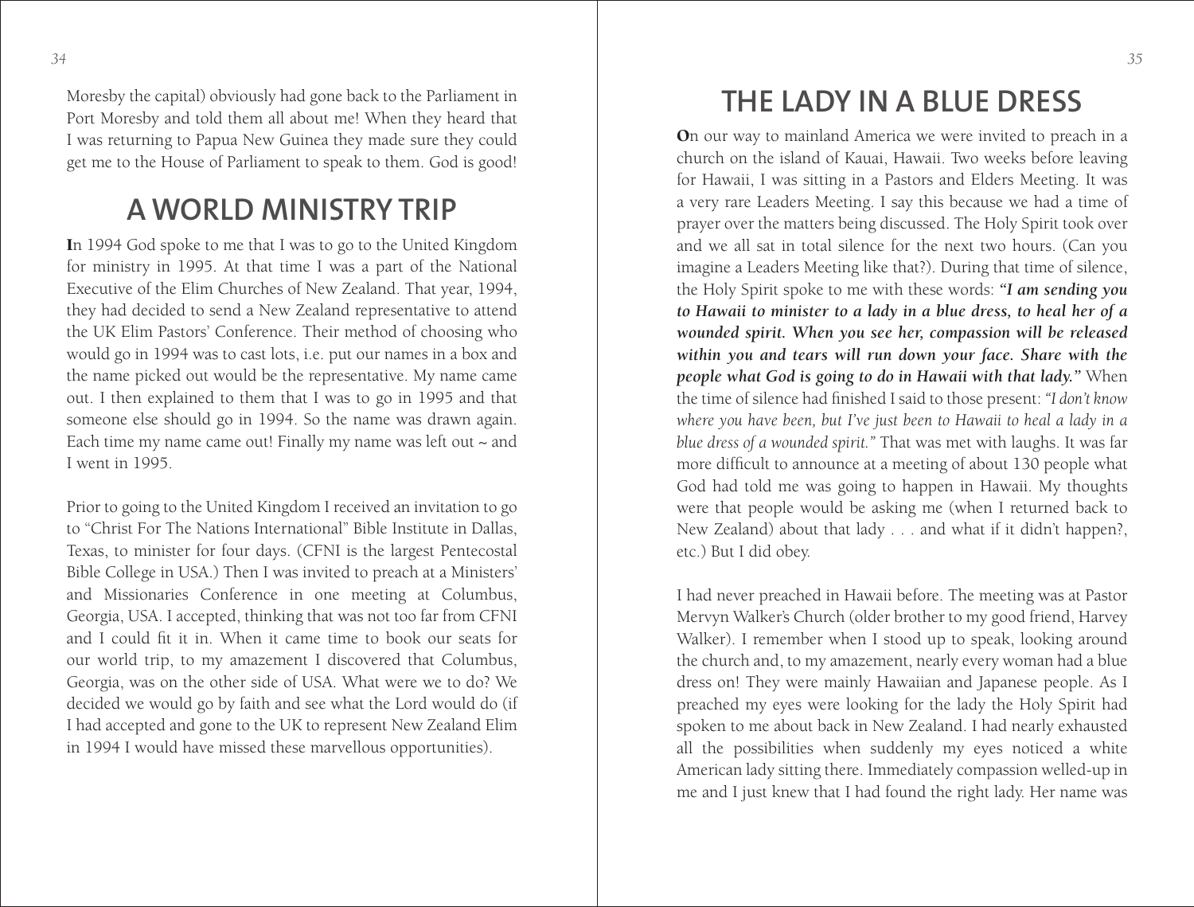Moresby the capital) obviously had gone back to the Parliament in Port Moresby and told them all about me! When they heard that I was returning to Papua New Guinea they made sure they could get me to the House of Parliament to speak to them. God is good!

## A WORLD MINISTRY TRIP

**I**n 1994 God spoke to me that I was to go to the United Kingdom for ministry in 1995. At that time I was a part of the National Executive of the Elim Churches of New Zealand. That year, 1994, they had decided to send a New Zealand representative to attend the UK Elim Pastors' Conference. Their method of choosing who would go in 1994 was to cast lots, i.e. put our names in a box and the name picked out would be the representative. My name came out. I then explained to them that I was to go in 1995 and that someone else should go in 1994. So the name was drawn again. Each time my name came out! Finally my name was left out ~ and I went in 1995.

Prior to going to the United Kingdom I received an invitation to go to "Christ For The Nations International" Bible Institute in Dallas, Texas, to minister for four days. (CFNI is the largest Pentecostal Bible College in USA.) Then I was invited to preach at a Ministers' and Missionaries Conference in one meeting at Columbus, Georgia, USA. I accepted, thinking that was not too far from CFNI and I could fit it in. When it came time to book our seats for our world trip, to my amazement I discovered that Columbus, Georgia, was on the other side of USA. What were we to do? We decided we would go by faith and see what the Lord would do (if I had accepted and gone to the UK to represent New Zealand Elim in 1994 I would have missed these marvellous opportunities).

## THE LADY IN A BLUE DRESS

**O**n our way to mainland America we were invited to preach in a church on the island of Kauai, Hawaii. Two weeks before leaving for Hawaii, I was sitting in a Pastors and Elders Meeting. It was a very rare Leaders Meeting. I say this because we had a time of prayer over the matters being discussed. The Holy Spirit took over and we all sat in total silence for the next two hours. (Can you imagine a Leaders Meeting like that?). During that time of silence, the Holy Spirit spoke to me with these words: ***"I am sending you to Hawaii to minister to a lady in a blue dress, to heal her of a wounded spirit. When you see her, compassion will be released within you and tears will run down your face. Share with the people what God is going to do in Hawaii with that lady."*** When the time of silence had finished I said to those present: *"I don't know where you have been, but I've just been to Hawaii to heal a lady in a blue dress of a wounded spirit."* That was met with laughs. It was far more difficult to announce at a meeting of about 130 people what God had told me was going to happen in Hawaii. My thoughts were that people would be asking me (when I returned back to New Zealand) about that lady . . . and what if it didn't happen?, etc.) But I did obey.

I had never preached in Hawaii before. The meeting was at Pastor Mervyn Walker's Church (older brother to my good friend, Harvey Walker). I remember when I stood up to speak, looking around the church and, to my amazement, nearly every woman had a blue dress on! They were mainly Hawaiian and Japanese people. As I preached my eyes were looking for the lady the Holy Spirit had spoken to me about back in New Zealand. I had nearly exhausted all the possibilities when suddenly my eyes noticed a white American lady sitting there. Immediately compassion welled-up in me and I just knew that I had found the right lady. Her name was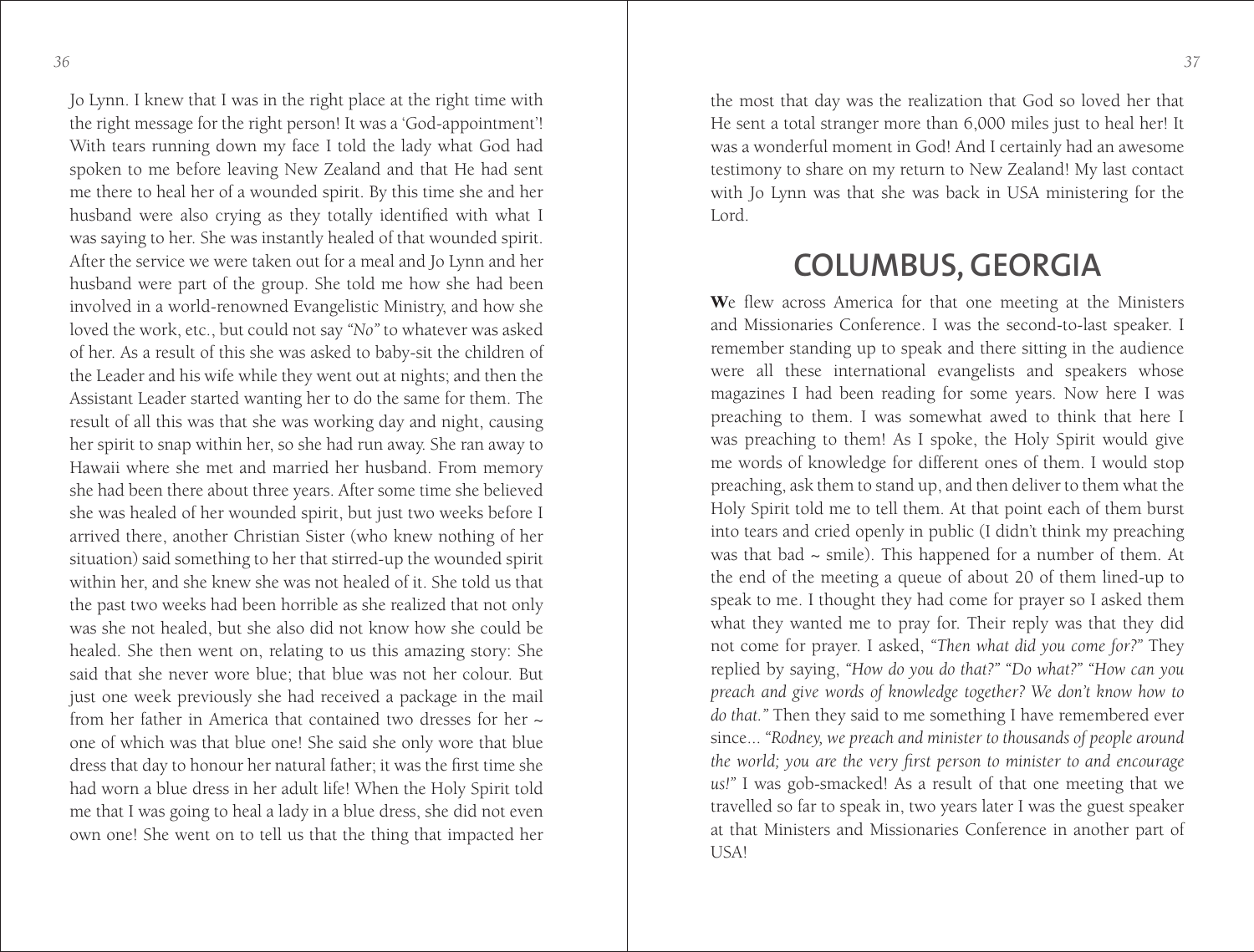Jo Lynn. I knew that I was in the right place at the right time with the right message for the right person! It was a 'God-appointment'! With tears running down my face I told the lady what God had spoken to me before leaving New Zealand and that He had sent me there to heal her of a wounded spirit. By this time she and her husband were also crying as they totally identified with what I was saying to her. She was instantly healed of that wounded spirit. After the service we were taken out for a meal and Jo Lynn and her husband were part of the group. She told me how she had been involved in a world-renowned Evangelistic Ministry, and how she loved the work, etc., but could not say *"No"* to whatever was asked of her. As a result of this she was asked to baby-sit the children of the Leader and his wife while they went out at nights; and then the Assistant Leader started wanting her to do the same for them. The result of all this was that she was working day and night, causing her spirit to snap within her, so she had run away. She ran away to Hawaii where she met and married her husband. From memory she had been there about three years. After some time she believed she was healed of her wounded spirit, but just two weeks before I arrived there, another Christian Sister (who knew nothing of her situation) said something to her that stirred-up the wounded spirit within her, and she knew she was not healed of it. She told us that the past two weeks had been horrible as she realized that not only was she not healed, but she also did not know how she could be healed. She then went on, relating to us this amazing story: She said that she never wore blue; that blue was not her colour. But just one week previously she had received a package in the mail from her father in America that contained two dresses for her ~ one of which was that blue one! She said she only wore that blue dress that day to honour her natural father; it was the first time she had worn a blue dress in her adult life! When the Holy Spirit told me that I was going to heal a lady in a blue dress, she did not even own one! She went on to tell us that the thing that impacted her the most that day was the realization that God so loved her that He sent a total stranger more than 6,000 miles just to heal her! It was a wonderful moment in God! And I certainly had an awesome testimony to share on my return to New Zealand! My last contact with Jo Lynn was that she was back in USA ministering for the Lord.

## COLUMBUS, GEORGIA

**W**e flew across America for that one meeting at the Ministers and Missionaries Conference. I was the second-to-last speaker. I remember standing up to speak and there sitting in the audience were all these international evangelists and speakers whose magazines I had been reading for some years. Now here I was preaching to them. I was somewhat awed to think that here I was preaching to them! As I spoke, the Holy Spirit would give me words of knowledge for different ones of them. I would stop preaching, ask them to stand up, and then deliver to them what the Holy Spirit told me to tell them. At that point each of them burst into tears and cried openly in public (I didn't think my preaching was that bad ~ smile). This happened for a number of them. At the end of the meeting a queue of about 20 of them lined-up to speak to me. I thought they had come for prayer so I asked them what they wanted me to pray for. Their reply was that they did not come for prayer. I asked, *"Then what did you come for?"* They replied by saying, *"How do you do that?" "Do what?" "How can you preach and give words of knowledge together? We don't know how to do that."* Then they said to me something I have remembered ever since... *"Rodney, we preach and minister to thousands of people around the world; you are the very first person to minister to and encourage us!"* I was gob-smacked! As a result of that one meeting that we travelled so far to speak in, two years later I was the guest speaker at that Ministers and Missionaries Conference in another part of USA!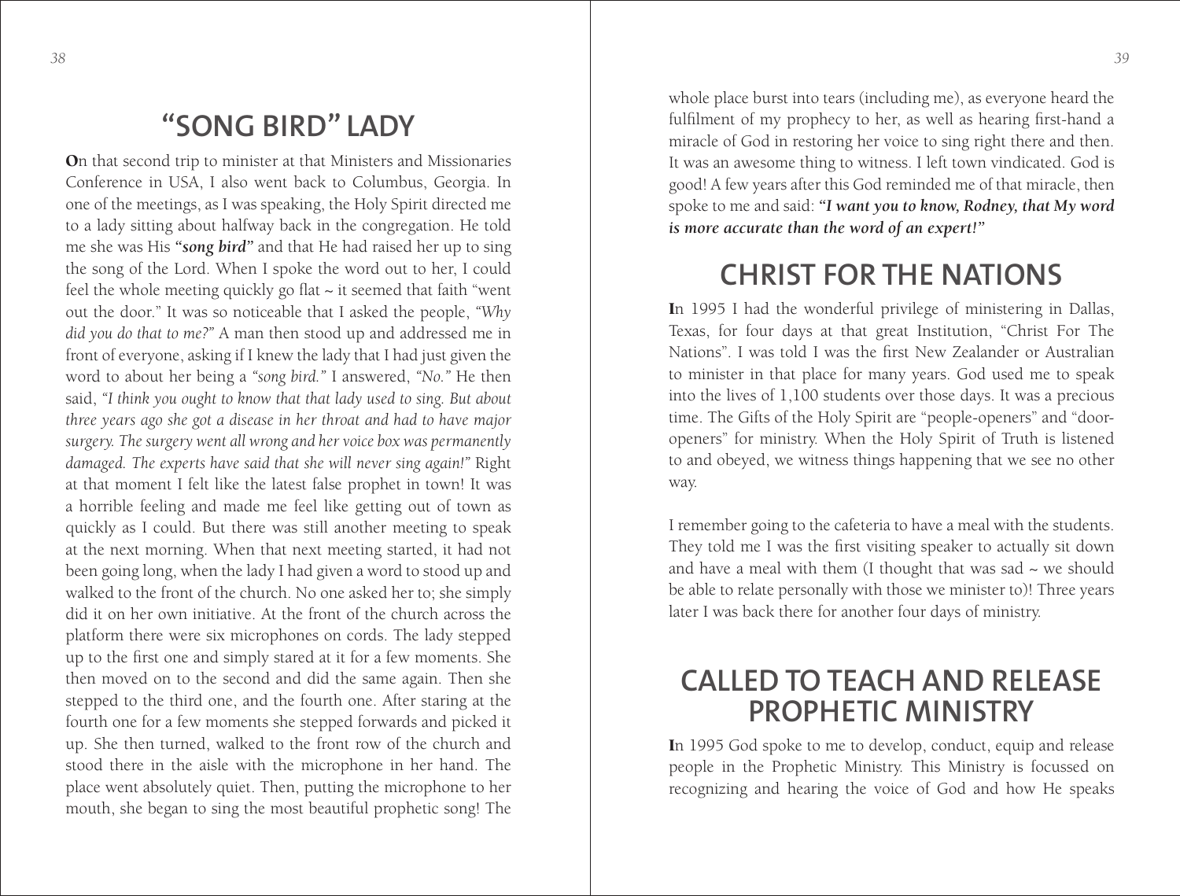## "SONG BIRD" LADY

**O**n that second trip to minister at that Ministers and Missionaries Conference in USA, I also went back to Columbus, Georgia. In one of the meetings, as I was speaking, the Holy Spirit directed me to a lady sitting about halfway back in the congregation. He told me she was His ***"song bird"*** and that He had raised her up to sing the song of the Lord. When I spoke the word out to her, I could feel the whole meeting quickly go flat ~ it seemed that faith "went out the door." It was so noticeable that I asked the people, *"Why did you do that to me?"* A man then stood up and addressed me in front of everyone, asking if I knew the lady that I had just given the word to about her being a *"song bird."* I answered, *"No."* He then said, *"I think you ought to know that that lady used to sing. But about three years ago she got a disease in her throat and had to have major surgery. The surgery went all wrong and her voice box was permanently damaged. The experts have said that she will never sing again!"* Right at that moment I felt like the latest false prophet in town! It was a horrible feeling and made me feel like getting out of town as quickly as I could. But there was still another meeting to speak at the next morning. When that next meeting started, it had not been going long, when the lady I had given a word to stood up and walked to the front of the church. No one asked her to; she simply did it on her own initiative. At the front of the church across the platform there were six microphones on cords. The lady stepped up to the first one and simply stared at it for a few moments. She then moved on to the second and did the same again. Then she stepped to the third one, and the fourth one. After staring at the fourth one for a few moments she stepped forwards and picked it up. She then turned, walked to the front row of the church and stood there in the aisle with the microphone in her hand. The place went absolutely quiet. Then, putting the microphone to her mouth, she began to sing the most beautiful prophetic song! The whole place burst into tears (including me), as everyone heard the fulfilment of my prophecy to her, as well as hearing first-hand a miracle of God in restoring her voice to sing right there and then. It was an awesome thing to witness. I left town vindicated. God is good! A few years after this God reminded me of that miracle, then spoke to me and said: ***"I want you to know, Rodney, that My word is more accurate than the word of an expert!"***

## CHRIST FOR THE NATIONS

**I**n 1995 I had the wonderful privilege of ministering in Dallas, Texas, for four days at that great Institution, "Christ For The Nations". I was told I was the first New Zealander or Australian to minister in that place for many years. God used me to speak into the lives of 1,100 students over those days. It was a precious time. The Gifts of the Holy Spirit are "people-openers" and "door-openers" for ministry. When the Holy Spirit of Truth is listened to and obeyed, we witness things happening that we see no other way.

I remember going to the cafeteria to have a meal with the students. They told me I was the first visiting speaker to actually sit down and have a meal with them (I thought that was sad ~ we should be able to relate personally with those we minister to)! Three years later I was back there for another four days of ministry.

## CALLED TO TEACH AND RELEASE PROPHETIC MINISTRY

**I**n 1995 God spoke to me to develop, conduct, equip and release people in the Prophetic Ministry. This Ministry is focussed on recognizing and hearing the voice of God and how He speaks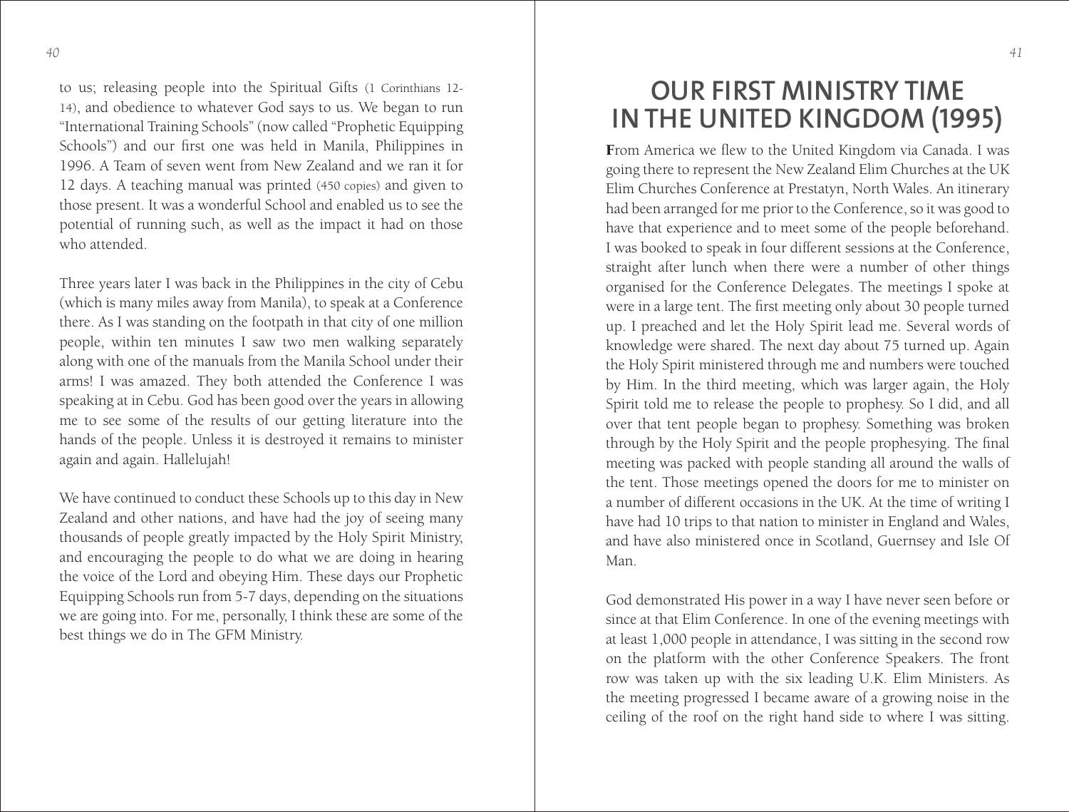to us; releasing people into the Spiritual Gifts (1 Corinthians 12-14), and obedience to whatever God says to us. We began to run "International Training Schools" (now called "Prophetic Equipping Schools") and our first one was held in Manila, Philippines in 1996. A Team of seven went from New Zealand and we ran it for 12 days. A teaching manual was printed (450 copies) and given to those present. It was a wonderful School and enabled us to see the potential of running such, as well as the impact it had on those who attended.

Three years later I was back in the Philippines in the city of Cebu (which is many miles away from Manila), to speak at a Conference there. As I was standing on the footpath in that city of one million people, within ten minutes I saw two men walking separately along with one of the manuals from the Manila School under their arms! I was amazed. They both attended the Conference I was speaking at in Cebu. God has been good over the years in allowing me to see some of the results of our getting literature into the hands of the people. Unless it is destroyed it remains to minister again and again. Hallelujah!

We have continued to conduct these Schools up to this day in New Zealand and other nations, and have had the joy of seeing many thousands of people greatly impacted by the Holy Spirit Ministry, and encouraging the people to do what we are doing in hearing the voice of the Lord and obeying Him. These days our Prophetic Equipping Schools run from 5-7 days, depending on the situations we are going into. For me, personally, I think these are some of the best things we do in The GFM Ministry.

# OUR FIRST MINISTRY TIME IN THE UNITED KINGDOM (1995)

From America we flew to the United Kingdom via Canada. I was going there to represent the New Zealand Elim Churches at the UK Elim Churches Conference at Prestatyn, North Wales. An itinerary had been arranged for me prior to the Conference, so it was good to have that experience and to meet some of the people beforehand. I was booked to speak in four different sessions at the Conference, straight after lunch when there were a number of other things organised for the Conference Delegates. The meetings I spoke at were in a large tent. The first meeting only about 30 people turned up. I preached and let the Holy Spirit lead me. Several words of knowledge were shared. The next day about 75 turned up. Again the Holy Spirit ministered through me and numbers were touched by Him. In the third meeting, which was larger again, the Holy Spirit told me to release the people to prophesy. So I did, and all over that tent people began to prophesy. Something was broken through by the Holy Spirit and the people prophesying. The final meeting was packed with people standing all around the walls of the tent. Those meetings opened the doors for me to minister on a number of different occasions in the UK. At the time of writing I have had 10 trips to that nation to minister in England and Wales, and have also ministered once in Scotland, Guernsey and Isle Of Man.

God demonstrated His power in a way I have never seen before or since at that Elim Conference. In one of the evening meetings with at least 1,000 people in attendance, I was sitting in the second row on the platform with the other Conference Speakers. The front row was taken up with the six leading U.K. Elim Ministers. As the meeting progressed I became aware of a growing noise in the ceiling of the roof on the right hand side to where I was sitting.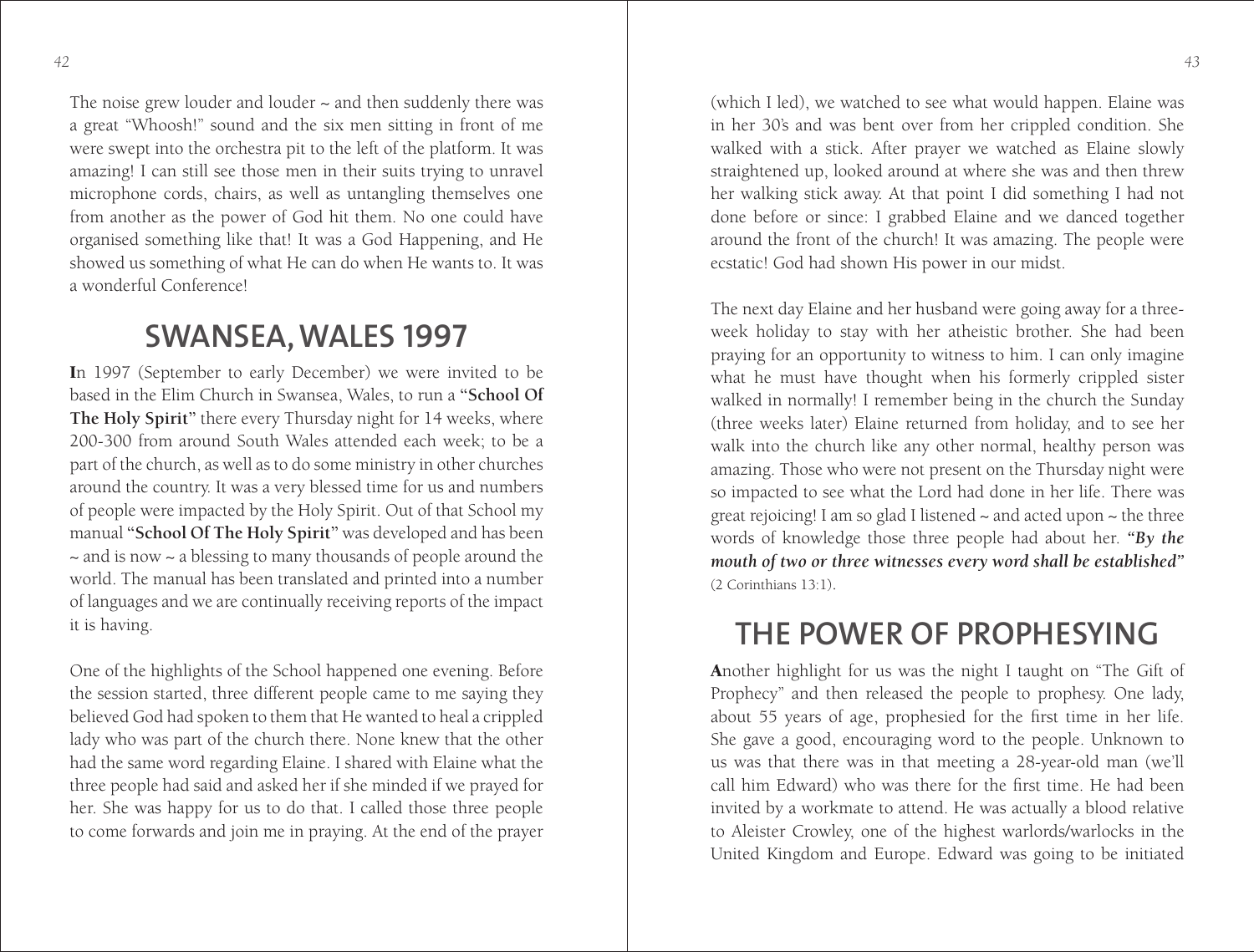The noise grew louder and louder ~ and then suddenly there was a great "Whoosh!" sound and the six men sitting in front of me were swept into the orchestra pit to the left of the platform. It was amazing! I can still see those men in their suits trying to unravel microphone cords, chairs, as well as untangling themselves one from another as the power of God hit them. No one could have organised something like that! It was a God Happening, and He showed us something of what He can do when He wants to. It was a wonderful Conference!

## SWANSEA, WALES 1997

**I**n 1997 (September to early December) we were invited to be based in the Elim Church in Swansea, Wales, to run a **"School Of The Holy Spirit"** there every Thursday night for 14 weeks, where 200-300 from around South Wales attended each week; to be a part of the church, as well as to do some ministry in other churches around the country. It was a very blessed time for us and numbers of people were impacted by the Holy Spirit. Out of that School my manual **"School Of The Holy Spirit"** was developed and has been ~ and is now ~ a blessing to many thousands of people around the world. The manual has been translated and printed into a number of languages and we are continually receiving reports of the impact it is having.

One of the highlights of the School happened one evening. Before the session started, three different people came to me saying they believed God had spoken to them that He wanted to heal a crippled lady who was part of the church there. None knew that the other had the same word regarding Elaine. I shared with Elaine what the three people had said and asked her if she minded if we prayed for her. She was happy for us to do that. I called those three people to come forwards and join me in praying. At the end of the prayer (which I led), we watched to see what would happen. Elaine was in her 30's and was bent over from her crippled condition. She walked with a stick. After prayer we watched as Elaine slowly straightened up, looked around at where she was and then threw her walking stick away. At that point I did something I had not done before or since: I grabbed Elaine and we danced together around the front of the church! It was amazing. The people were ecstatic! God had shown His power in our midst.

The next day Elaine and her husband were going away for a three-week holiday to stay with her atheistic brother. She had been praying for an opportunity to witness to him. I can only imagine what he must have thought when his formerly crippled sister walked in normally! I remember being in the church the Sunday (three weeks later) Elaine returned from holiday, and to see her walk into the church like any other normal, healthy person was amazing. Those who were not present on the Thursday night were so impacted to see what the Lord had done in her life. There was great rejoicing! I am so glad I listened ~ and acted upon ~ the three words of knowledge those three people had about her. ***"By the mouth of two or three witnesses every word shall be established"*** (2 Corinthians 13:1).

## THE POWER OF PROPHESYING

**A**nother highlight for us was the night I taught on "The Gift of Prophecy" and then released the people to prophesy. One lady, about 55 years of age, prophesied for the first time in her life. She gave a good, encouraging word to the people. Unknown to us was that there was in that meeting a 28-year-old man (we'll call him Edward) who was there for the first time. He had been invited by a workmate to attend. He was actually a blood relative to Aleister Crowley, one of the highest warlords/warlocks in the United Kingdom and Europe. Edward was going to be initiated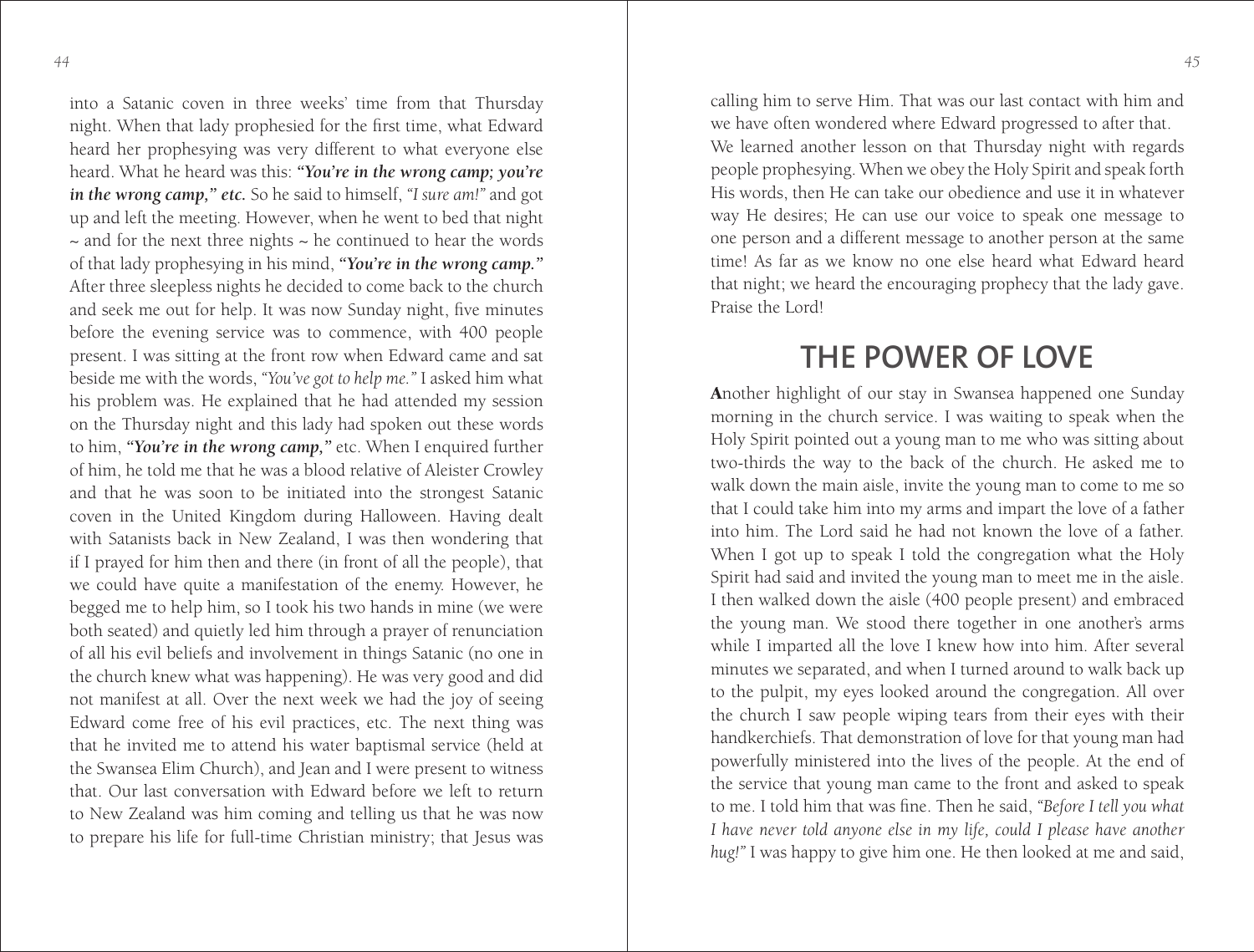into a Satanic coven in three weeks' time from that Thursday night. When that lady prophesied for the first time, what Edward heard her prophesying was very different to what everyone else heard. What he heard was this: ***"You're in the wrong camp; you're in the wrong camp," etc.*** So he said to himself, *"I sure am!"* and got up and left the meeting. However, when he went to bed that night ~ and for the next three nights ~ he continued to hear the words of that lady prophesying in his mind, ***"You're in the wrong camp."*** After three sleepless nights he decided to come back to the church and seek me out for help. It was now Sunday night, five minutes before the evening service was to commence, with 400 people present. I was sitting at the front row when Edward came and sat beside me with the words, *"You've got to help me."* I asked him what his problem was. He explained that he had attended my session on the Thursday night and this lady had spoken out these words to him, ***"You're in the wrong camp,"*** etc. When I enquired further of him, he told me that he was a blood relative of Aleister Crowley and that he was soon to be initiated into the strongest Satanic coven in the United Kingdom during Halloween. Having dealt with Satanists back in New Zealand, I was then wondering that if I prayed for him then and there (in front of all the people), that we could have quite a manifestation of the enemy. However, he begged me to help him, so I took his two hands in mine (we were both seated) and quietly led him through a prayer of renunciation of all his evil beliefs and involvement in things Satanic (no one in the church knew what was happening). He was very good and did not manifest at all. Over the next week we had the joy of seeing Edward come free of his evil practices, etc. The next thing was that he invited me to attend his water baptismal service (held at the Swansea Elim Church), and Jean and I were present to witness that. Our last conversation with Edward before we left to return to New Zealand was him coming and telling us that he was now to prepare his life for full-time Christian ministry; that Jesus was calling him to serve Him. That was our last contact with him and we have often wondered where Edward progressed to after that.

We learned another lesson on that Thursday night with regards people prophesying. When we obey the Holy Spirit and speak forth His words, then He can take our obedience and use it in whatever way He desires; He can use our voice to speak one message to one person and a different message to another person at the same time! As far as we know no one else heard what Edward heard that night; we heard the encouraging prophecy that the lady gave. Praise the Lord!

## THE POWER OF LOVE

**A**nother highlight of our stay in Swansea happened one Sunday morning in the church service. I was waiting to speak when the Holy Spirit pointed out a young man to me who was sitting about two-thirds the way to the back of the church. He asked me to walk down the main aisle, invite the young man to come to me so that I could take him into my arms and impart the love of a father into him. The Lord said he had not known the love of a father. When I got up to speak I told the congregation what the Holy Spirit had said and invited the young man to meet me in the aisle. I then walked down the aisle (400 people present) and embraced the young man. We stood there together in one another's arms while I imparted all the love I knew how into him. After several minutes we separated, and when I turned around to walk back up to the pulpit, my eyes looked around the congregation. All over the church I saw people wiping tears from their eyes with their handkerchiefs. That demonstration of love for that young man had powerfully ministered into the lives of the people. At the end of the service that young man came to the front and asked to speak to me. I told him that was fine. Then he said, *"Before I tell you what I have never told anyone else in my life, could I please have another hug!"* I was happy to give him one. He then looked at me and said,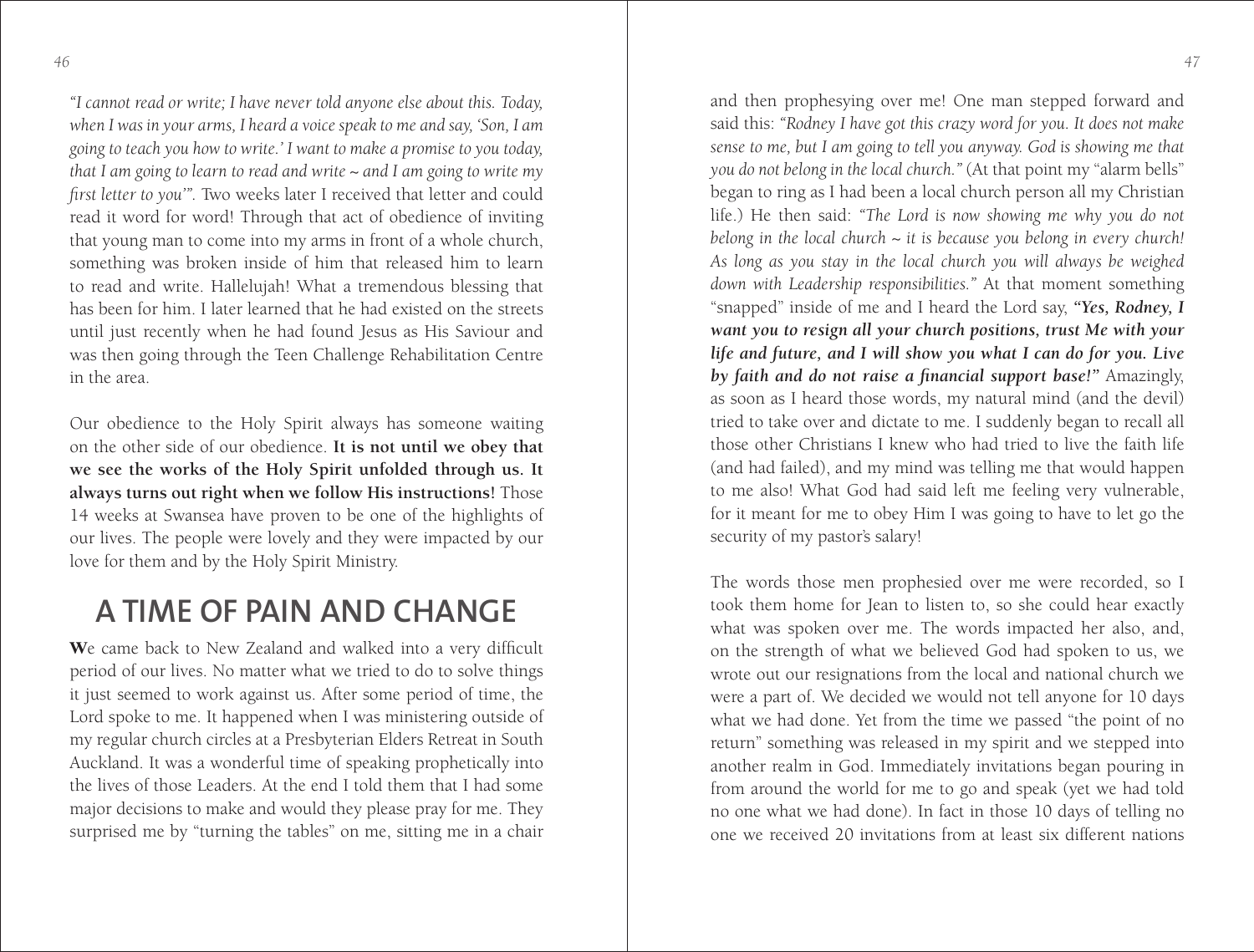*"I cannot read or write; I have never told anyone else about this. Today, when I was in your arms, I heard a voice speak to me and say, 'Son, I am going to teach you how to write.' I want to make a promise to you today, that I am going to learn to read and write ~ and I am going to write my first letter to you'".* Two weeks later I received that letter and could read it word for word! Through that act of obedience of inviting that young man to come into my arms in front of a whole church, something was broken inside of him that released him to learn to read and write. Hallelujah! What a tremendous blessing that has been for him. I later learned that he had existed on the streets until just recently when he had found Jesus as His Saviour and was then going through the Teen Challenge Rehabilitation Centre in the area.

Our obedience to the Holy Spirit always has someone waiting on the other side of our obedience. **It is not until we obey that we see the works of the Holy Spirit unfolded through us. It always turns out right when we follow His instructions!** Those 14 weeks at Swansea have proven to be one of the highlights of our lives. The people were lovely and they were impacted by our love for them and by the Holy Spirit Ministry.

## A TIME OF PAIN AND CHANGE

**W**e came back to New Zealand and walked into a very difficult period of our lives. No matter what we tried to do to solve things it just seemed to work against us. After some period of time, the Lord spoke to me. It happened when I was ministering outside of my regular church circles at a Presbyterian Elders Retreat in South Auckland. It was a wonderful time of speaking prophetically into the lives of those Leaders. At the end I told them that I had some major decisions to make and would they please pray for me. They surprised me by "turning the tables" on me, sitting me in a chair and then prophesying over me! One man stepped forward and said this: *"Rodney I have got this crazy word for you. It does not make sense to me, but I am going to tell you anyway. God is showing me that you do not belong in the local church."* (At that point my "alarm bells" began to ring as I had been a local church person all my Christian life.) He then said: *"The Lord is now showing me why you do not belong in the local church ~ it is because you belong in every church! As long as you stay in the local church you will always be weighed down with Leadership responsibilities."* At that moment something "snapped" inside of me and I heard the Lord say, ***"Yes, Rodney, I want you to resign all your church positions, trust Me with your life and future, and I will show you what I can do for you. Live by faith and do not raise a financial support base!"*** Amazingly, as soon as I heard those words, my natural mind (and the devil) tried to take over and dictate to me. I suddenly began to recall all those other Christians I knew who had tried to live the faith life (and had failed), and my mind was telling me that would happen to me also! What God had said left me feeling very vulnerable, for it meant for me to obey Him I was going to have to let go the security of my pastor's salary!

The words those men prophesied over me were recorded, so I took them home for Jean to listen to, so she could hear exactly what was spoken over me. The words impacted her also, and, on the strength of what we believed God had spoken to us, we wrote out our resignations from the local and national church we were a part of. We decided we would not tell anyone for 10 days what we had done. Yet from the time we passed "the point of no return" something was released in my spirit and we stepped into another realm in God. Immediately invitations began pouring in from around the world for me to go and speak (yet we had told no one what we had done). In fact in those 10 days of telling no one we received 20 invitations from at least six different nations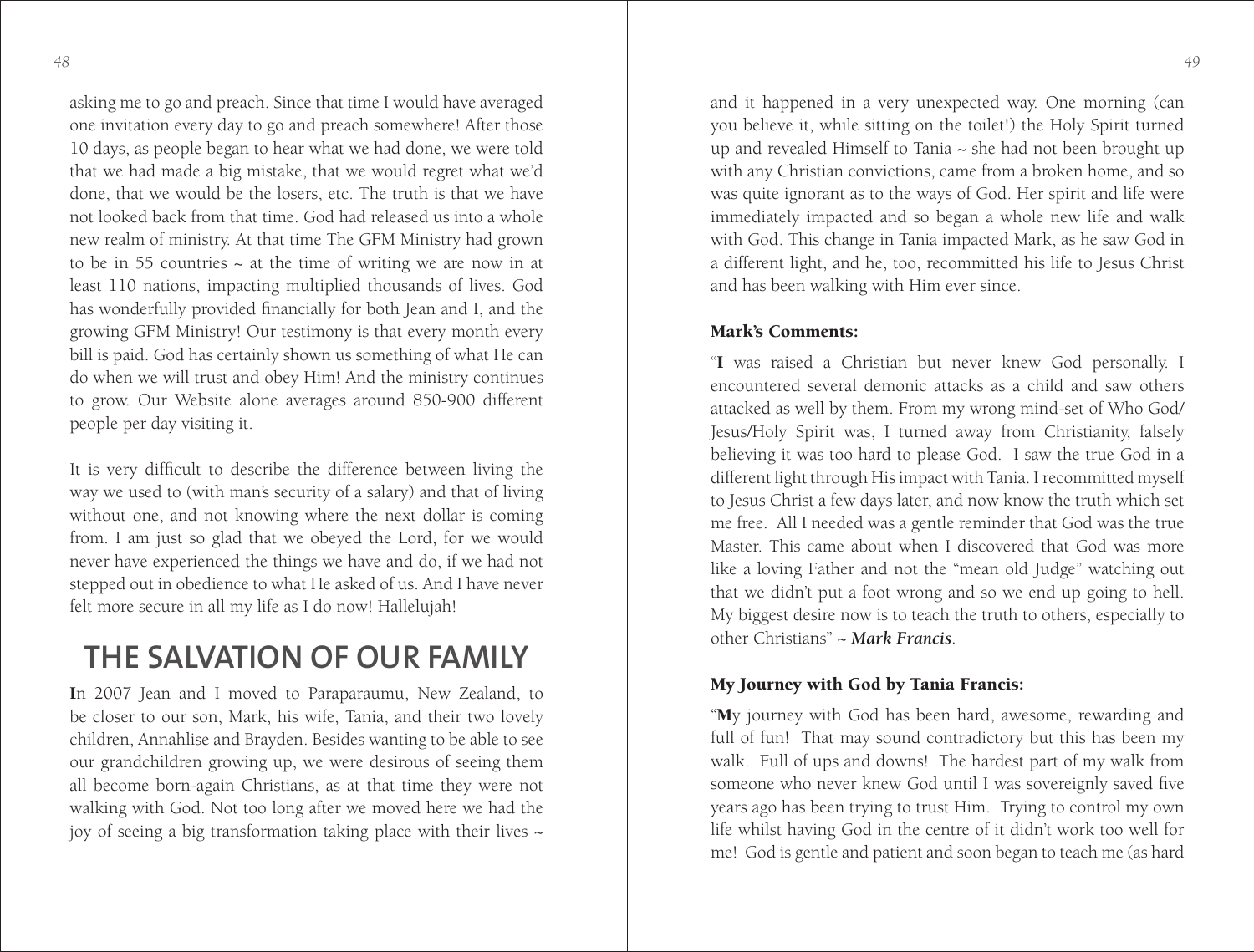asking me to go and preach. Since that time I would have averaged one invitation every day to go and preach somewhere! After those 10 days, as people began to hear what we had done, we were told that we had made a big mistake, that we would regret what we'd done, that we would be the losers, etc. The truth is that we have not looked back from that time. God had released us into a whole new realm of ministry. At that time The GFM Ministry had grown to be in 55 countries ~ at the time of writing we are now in at least 110 nations, impacting multiplied thousands of lives. God has wonderfully provided financially for both Jean and I, and the growing GFM Ministry! Our testimony is that every month every bill is paid. God has certainly shown us something of what He can do when we will trust and obey Him! And the ministry continues to grow. Our Website alone averages around 850-900 different people per day visiting it.

It is very difficult to describe the difference between living the way we used to (with man's security of a salary) and that of living without one, and not knowing where the next dollar is coming from. I am just so glad that we obeyed the Lord, for we would never have experienced the things we have and do, if we had not stepped out in obedience to what He asked of us. And I have never felt more secure in all my life as I do now! Hallelujah!

## THE SALVATION OF OUR FAMILY

**I**n 2007 Jean and I moved to Paraparaumu, New Zealand, to be closer to our son, Mark, his wife, Tania, and their two lovely children, Annahlise and Brayden. Besides wanting to be able to see our grandchildren growing up, we were desirous of seeing them all become born-again Christians, as at that time they were not walking with God. Not too long after we moved here we had the joy of seeing a big transformation taking place with their lives ~ and it happened in a very unexpected way. One morning (can you believe it, while sitting on the toilet!) the Holy Spirit turned up and revealed Himself to Tania ~ she had not been brought up with any Christian convictions, came from a broken home, and so was quite ignorant as to the ways of God. Her spirit and life were immediately impacted and so began a whole new life and walk with God. This change in Tania impacted Mark, as he saw God in a different light, and he, too, recommitted his life to Jesus Christ and has been walking with Him ever since.

### Mark's Comments:

"**I** was raised a Christian but never knew God personally. I encountered several demonic attacks as a child and saw others attacked as well by them. From my wrong mind-set of Who God/Jesus/Holy Spirit was, I turned away from Christianity, falsely believing it was too hard to please God. I saw the true God in a different light through His impact with Tania. I recommitted myself to Jesus Christ a few days later, and now know the truth which set me free. All I needed was a gentle reminder that God was the true Master. This came about when I discovered that God was more like a loving Father and not the "mean old Judge" watching out that we didn't put a foot wrong and so we end up going to hell. My biggest desire now is to teach the truth to others, especially to other Christians" ~ ***Mark Francis***.

### My Journey with God by Tania Francis:

"**M**y journey with God has been hard, awesome, rewarding and full of fun! That may sound contradictory but this has been my walk. Full of ups and downs! The hardest part of my walk from someone who never knew God until I was sovereignly saved five years ago has been trying to trust Him. Trying to control my own life whilst having God in the centre of it didn't work too well for me! God is gentle and patient and soon began to teach me (as hard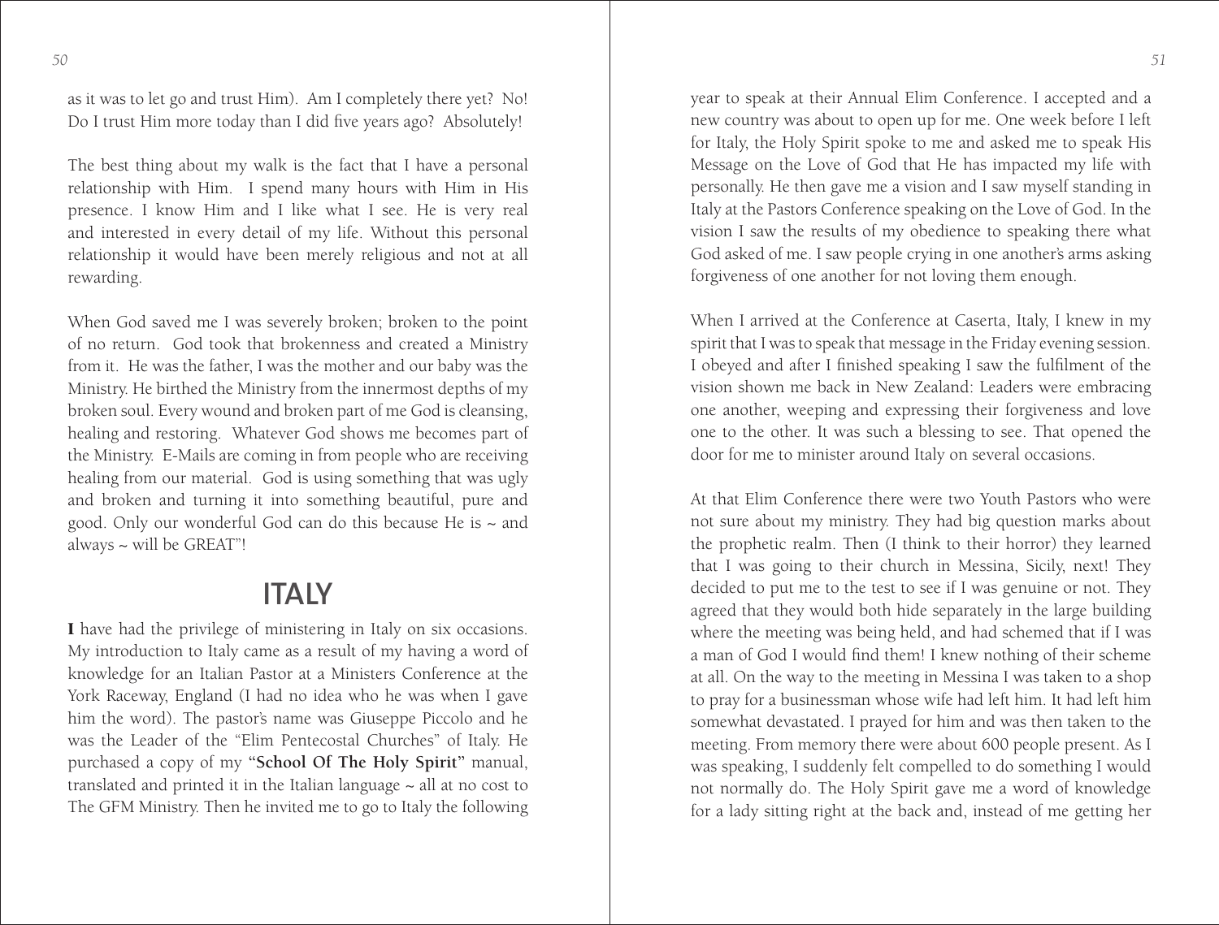as it was to let go and trust Him). Am I completely there yet? No! Do I trust Him more today than I did five years ago? Absolutely!

The best thing about my walk is the fact that I have a personal relationship with Him. I spend many hours with Him in His presence. I know Him and I like what I see. He is very real and interested in every detail of my life. Without this personal relationship it would have been merely religious and not at all rewarding.

When God saved me I was severely broken; broken to the point of no return. God took that brokenness and created a Ministry from it. He was the father, I was the mother and our baby was the Ministry. He birthed the Ministry from the innermost depths of my broken soul. Every wound and broken part of me God is cleansing, healing and restoring. Whatever God shows me becomes part of the Ministry. E-Mails are coming in from people who are receiving healing from our material. God is using something that was ugly and broken and turning it into something beautiful, pure and good. Only our wonderful God can do this because He is ~ and always ~ will be GREAT"!

## ITALY

**I** have had the privilege of ministering in Italy on six occasions. My introduction to Italy came as a result of my having a word of knowledge for an Italian Pastor at a Ministers Conference at the York Raceway, England (I had no idea who he was when I gave him the word). The pastor's name was Giuseppe Piccolo and he was the Leader of the "Elim Pentecostal Churches" of Italy. He purchased a copy of my **"School Of The Holy Spirit"** manual, translated and printed it in the Italian language ~ all at no cost to The GFM Ministry. Then he invited me to go to Italy the following year to speak at their Annual Elim Conference. I accepted and a new country was about to open up for me. One week before I left for Italy, the Holy Spirit spoke to me and asked me to speak His Message on the Love of God that He has impacted my life with personally. He then gave me a vision and I saw myself standing in Italy at the Pastors Conference speaking on the Love of God. In the vision I saw the results of my obedience to speaking there what God asked of me. I saw people crying in one another's arms asking forgiveness of one another for not loving them enough.

When I arrived at the Conference at Caserta, Italy, I knew in my spirit that I was to speak that message in the Friday evening session. I obeyed and after I finished speaking I saw the fulfilment of the vision shown me back in New Zealand: Leaders were embracing one another, weeping and expressing their forgiveness and love one to the other. It was such a blessing to see. That opened the door for me to minister around Italy on several occasions.

At that Elim Conference there were two Youth Pastors who were not sure about my ministry. They had big question marks about the prophetic realm. Then (I think to their horror) they learned that I was going to their church in Messina, Sicily, next! They decided to put me to the test to see if I was genuine or not. They agreed that they would both hide separately in the large building where the meeting was being held, and had schemed that if I was a man of God I would find them! I knew nothing of their scheme at all. On the way to the meeting in Messina I was taken to a shop to pray for a businessman whose wife had left him. It had left him somewhat devastated. I prayed for him and was then taken to the meeting. From memory there were about 600 people present. As I was speaking, I suddenly felt compelled to do something I would not normally do. The Holy Spirit gave me a word of knowledge for a lady sitting right at the back and, instead of me getting her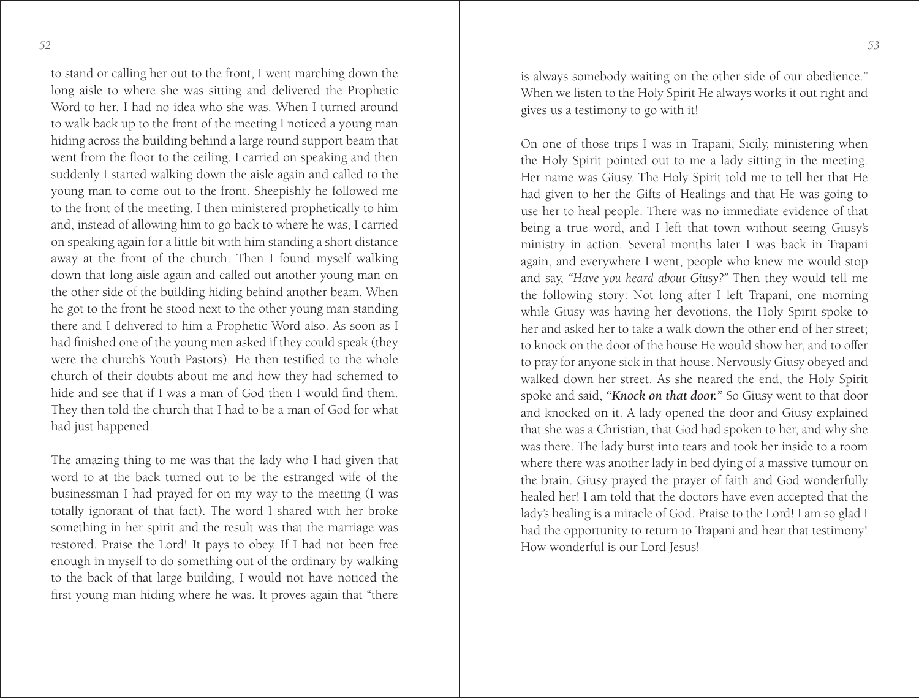to stand or calling her out to the front, I went marching down the long aisle to where she was sitting and delivered the Prophetic Word to her. I had no idea who she was. When I turned around to walk back up to the front of the meeting I noticed a young man hiding across the building behind a large round support beam that went from the floor to the ceiling. I carried on speaking and then suddenly I started walking down the aisle again and called to the young man to come out to the front. Sheepishly he followed me to the front of the meeting. I then ministered prophetically to him and, instead of allowing him to go back to where he was, I carried on speaking again for a little bit with him standing a short distance away at the front of the church. Then I found myself walking down that long aisle again and called out another young man on the other side of the building hiding behind another beam. When he got to the front he stood next to the other young man standing there and I delivered to him a Prophetic Word also. As soon as I had finished one of the young men asked if they could speak (they were the church's Youth Pastors). He then testified to the whole church of their doubts about me and how they had schemed to hide and see that if I was a man of God then I would find them. They then told the church that I had to be a man of God for what had just happened.

The amazing thing to me was that the lady who I had given that word to at the back turned out to be the estranged wife of the businessman I had prayed for on my way to the meeting (I was totally ignorant of that fact). The word I shared with her broke something in her spirit and the result was that the marriage was restored. Praise the Lord! It pays to obey. If I had not been free enough in myself to do something out of the ordinary by walking to the back of that large building, I would not have noticed the first young man hiding where he was. It proves again that "there is always somebody waiting on the other side of our obedience." When we listen to the Holy Spirit He always works it out right and gives us a testimony to go with it!

On one of those trips I was in Trapani, Sicily, ministering when the Holy Spirit pointed out to me a lady sitting in the meeting. Her name was Giusy. The Holy Spirit told me to tell her that He had given to her the Gifts of Healings and that He was going to use her to heal people. There was no immediate evidence of that being a true word, and I left that town without seeing Giusy's ministry in action. Several months later I was back in Trapani again, and everywhere I went, people who knew me would stop and say, *"Have you heard about Giusy?"* Then they would tell me the following story: Not long after I left Trapani, one morning while Giusy was having her devotions, the Holy Spirit spoke to her and asked her to take a walk down the other end of her street; to knock on the door of the house He would show her, and to offer to pray for anyone sick in that house. Nervously Giusy obeyed and walked down her street. As she neared the end, the Holy Spirit spoke and said, ***"Knock on that door."*** So Giusy went to that door and knocked on it. A lady opened the door and Giusy explained that she was a Christian, that God had spoken to her, and why she was there. The lady burst into tears and took her inside to a room where there was another lady in bed dying of a massive tumour on the brain. Giusy prayed the prayer of faith and God wonderfully healed her! I am told that the doctors have even accepted that the lady's healing is a miracle of God. Praise to the Lord! I am so glad I had the opportunity to return to Trapani and hear that testimony! How wonderful is our Lord Jesus!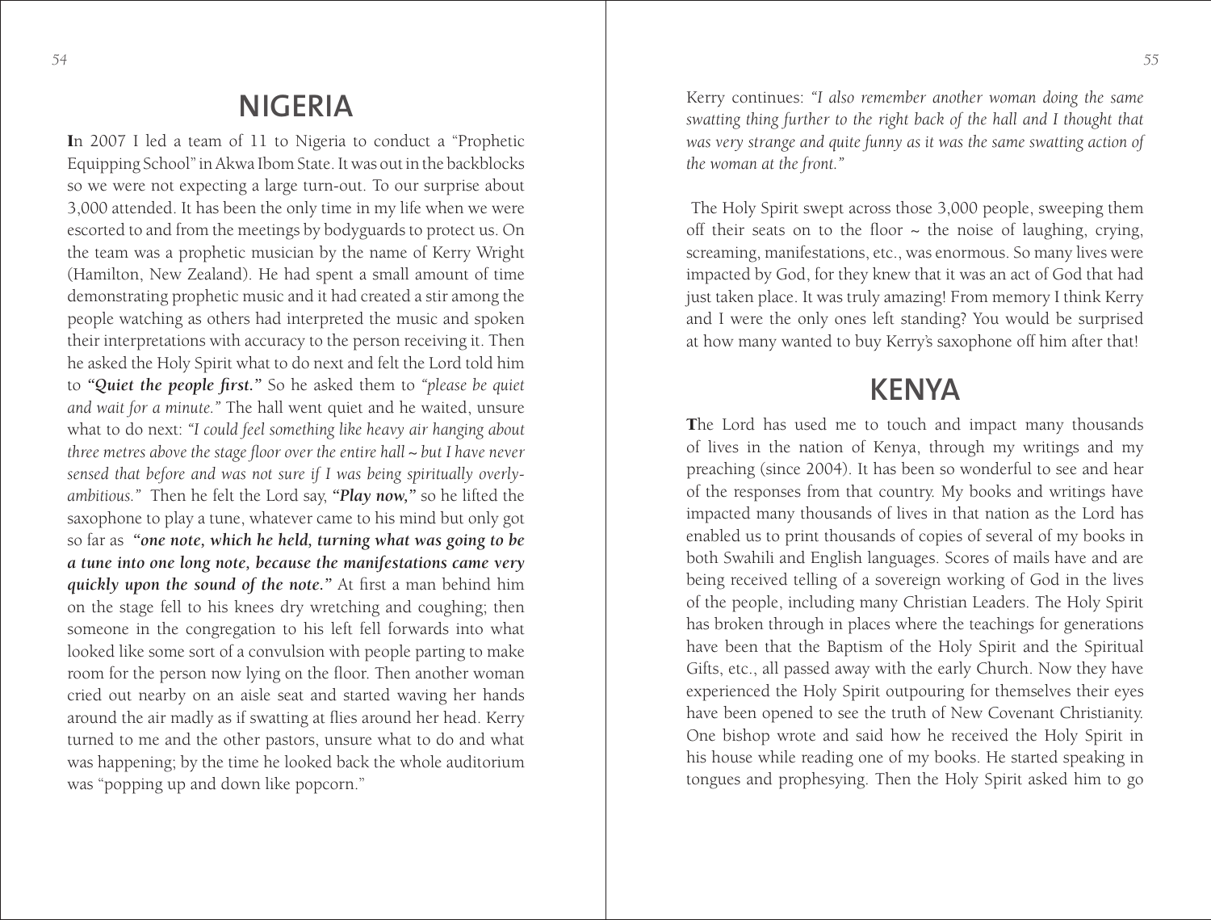## NIGERIA

In 2007 I led a team of 11 to Nigeria to conduct a "Prophetic Equipping School" in Akwa Ibom State. It was out in the backblocks so we were not expecting a large turn-out. To our surprise about 3,000 attended. It has been the only time in my life when we were escorted to and from the meetings by bodyguards to protect us. On the team was a prophetic musician by the name of Kerry Wright (Hamilton, New Zealand). He had spent a small amount of time demonstrating prophetic music and it had created a stir among the people watching as others had interpreted the music and spoken their interpretations with accuracy to the person receiving it. Then he asked the Holy Spirit what to do next and felt the Lord told him to ***"Quiet the people first."*** So he asked them to *"please be quiet and wait for a minute."* The hall went quiet and he waited, unsure what to do next: *"I could feel something like heavy air hanging about three metres above the stage floor over the entire hall ~ but I have never sensed that before and was not sure if I was being spiritually overly-ambitious."* Then he felt the Lord say, ***"Play now,"*** so he lifted the saxophone to play a tune, whatever came to his mind but only got so far as ***"one note, which he held, turning what was going to be a tune into one long note, because the manifestations came very quickly upon the sound of the note."*** At first a man behind him on the stage fell to his knees dry wretching and coughing; then someone in the congregation to his left fell forwards into what looked like some sort of a convulsion with people parting to make room for the person now lying on the floor. Then another woman cried out nearby on an aisle seat and started waving her hands around the air madly as if swatting at flies around her head. Kerry turned to me and the other pastors, unsure what to do and what was happening; by the time he looked back the whole auditorium was "popping up and down like popcorn."

Kerry continues: *"I also remember another woman doing the same swatting thing further to the right back of the hall and I thought that was very strange and quite funny as it was the same swatting action of the woman at the front."*

The Holy Spirit swept across those 3,000 people, sweeping them off their seats on to the floor ~ the noise of laughing, crying, screaming, manifestations, etc., was enormous. So many lives were impacted by God, for they knew that it was an act of God that had just taken place. It was truly amazing! From memory I think Kerry and I were the only ones left standing? You would be surprised at how many wanted to buy Kerry's saxophone off him after that!

## KENYA

The Lord has used me to touch and impact many thousands of lives in the nation of Kenya, through my writings and my preaching (since 2004). It has been so wonderful to see and hear of the responses from that country. My books and writings have impacted many thousands of lives in that nation as the Lord has enabled us to print thousands of copies of several of my books in both Swahili and English languages. Scores of mails have and are being received telling of a sovereign working of God in the lives of the people, including many Christian Leaders. The Holy Spirit has broken through in places where the teachings for generations have been that the Baptism of the Holy Spirit and the Spiritual Gifts, etc., all passed away with the early Church. Now they have experienced the Holy Spirit outpouring for themselves their eyes have been opened to see the truth of New Covenant Christianity. One bishop wrote and said how he received the Holy Spirit in his house while reading one of my books. He started speaking in tongues and prophesying. Then the Holy Spirit asked him to go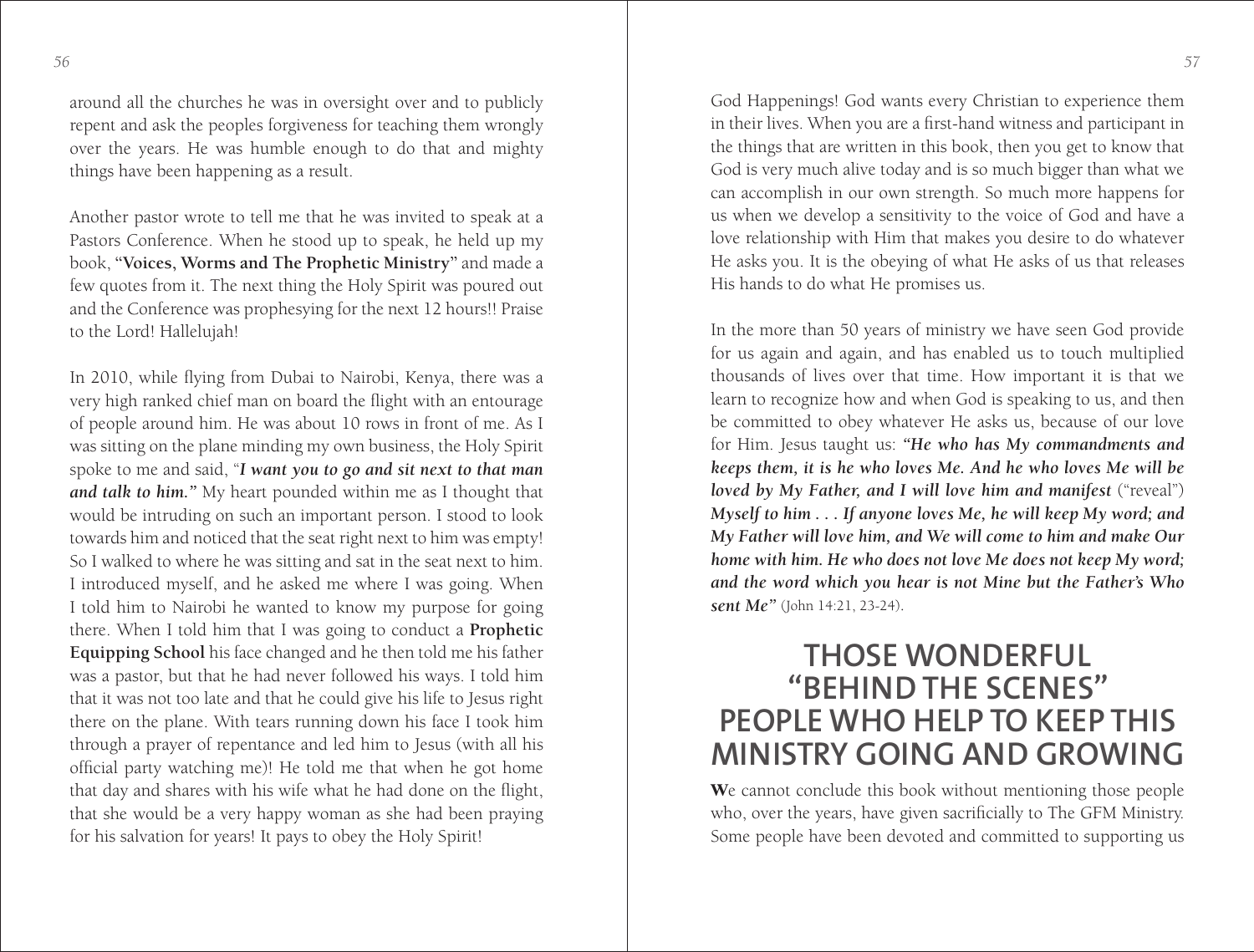around all the churches he was in oversight over and to publicly repent and ask the peoples forgiveness for teaching them wrongly over the years. He was humble enough to do that and mighty things have been happening as a result.

Another pastor wrote to tell me that he was invited to speak at a Pastors Conference. When he stood up to speak, he held up my book, "**Voices, Worms and The Prophetic Ministry**" and made a few quotes from it. The next thing the Holy Spirit was poured out and the Conference was prophesying for the next 12 hours!! Praise to the Lord! Hallelujah!

In 2010, while flying from Dubai to Nairobi, Kenya, there was a very high ranked chief man on board the flight with an entourage of people around him. He was about 10 rows in front of me. As I was sitting on the plane minding my own business, the Holy Spirit spoke to me and said, "***I want you to go and sit next to that man and talk to him.***" My heart pounded within me as I thought that would be intruding on such an important person. I stood to look towards him and noticed that the seat right next to him was empty! So I walked to where he was sitting and sat in the seat next to him. I introduced myself, and he asked me where I was going. When I told him to Nairobi he wanted to know my purpose for going there. When I told him that I was going to conduct a **Prophetic Equipping School** his face changed and he then told me his father was a pastor, but that he had never followed his ways. I told him that it was not too late and that he could give his life to Jesus right there on the plane. With tears running down his face I took him through a prayer of repentance and led him to Jesus (with all his official party watching me)! He told me that when he got home that day and shares with his wife what he had done on the flight, that she would be a very happy woman as she had been praying for his salvation for years! It pays to obey the Holy Spirit!

God Happenings! God wants every Christian to experience them in their lives. When you are a first-hand witness and participant in the things that are written in this book, then you get to know that God is very much alive today and is so much bigger than what we can accomplish in our own strength. So much more happens for us when we develop a sensitivity to the voice of God and have a love relationship with Him that makes you desire to do whatever He asks you. It is the obeying of what He asks of us that releases His hands to do what He promises us.

In the more than 50 years of ministry we have seen God provide for us again and again, and has enabled us to touch multiplied thousands of lives over that time. How important it is that we learn to recognize how and when God is speaking to us, and then be committed to obey whatever He asks us, because of our love for Him. Jesus taught us: ***"He who has My commandments and keeps them, it is he who loves Me. And he who loves Me will be loved by My Father, and I will love him and manifest*** ("reveal") ***Myself to him . . . If anyone loves Me, he will keep My word; and My Father will love him, and We will come to him and make Our home with him. He who does not love Me does not keep My word; and the word which you hear is not Mine but the Father's Who sent Me"*** (John 14:21, 23-24).

## THOSE WONDERFUL "BEHIND THE SCENES" PEOPLE WHO HELP TO KEEP THIS MINISTRY GOING AND GROWING

**W**e cannot conclude this book without mentioning those people who, over the years, have given sacrificially to The GFM Ministry. Some people have been devoted and committed to supporting us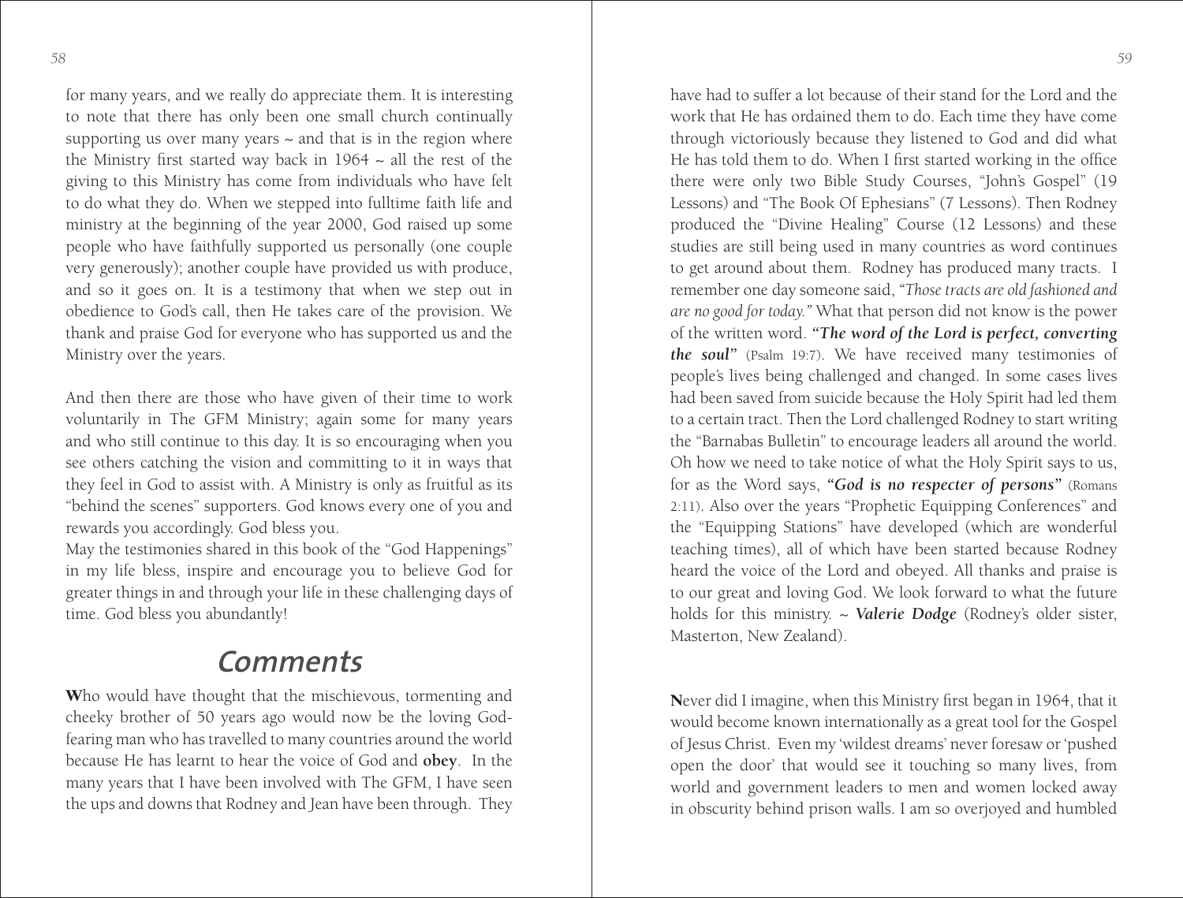for many years, and we really do appreciate them. It is interesting to note that there has only been one small church continually supporting us over many years ~ and that is in the region where the Ministry first started way back in 1964 ~ all the rest of the giving to this Ministry has come from individuals who have felt to do what they do. When we stepped into fulltime faith life and ministry at the beginning of the year 2000, God raised up some people who have faithfully supported us personally (one couple very generously); another couple have provided us with produce, and so it goes on. It is a testimony that when we step out in obedience to God's call, then He takes care of the provision. We thank and praise God for everyone who has supported us and the Ministry over the years.

And then there are those who have given of their time to work voluntarily in The GFM Ministry; again some for many years and who still continue to this day. It is so encouraging when you see others catching the vision and committing to it in ways that they feel in God to assist with. A Ministry is only as fruitful as its "behind the scenes" supporters. God knows every one of you and rewards you accordingly. God bless you.

May the testimonies shared in this book of the "God Happenings" in my life bless, inspire and encourage you to believe God for greater things in and through your life in these challenging days of time. God bless you abundantly!

## *Comments*

**W**ho would have thought that the mischievous, tormenting and cheeky brother of 50 years ago would now be the loving God-fearing man who has travelled to many countries around the world because He has learnt to hear the voice of God and **obey**. In the many years that I have been involved with The GFM, I have seen the ups and downs that Rodney and Jean have been through. They have had to suffer a lot because of their stand for the Lord and the work that He has ordained them to do. Each time they have come through victoriously because they listened to God and did what He has told them to do. When I first started working in the office there were only two Bible Study Courses, "John's Gospel" (19 Lessons) and "The Book Of Ephesians" (7 Lessons). Then Rodney produced the "Divine Healing" Course (12 Lessons) and these studies are still being used in many countries as word continues to get around about them. Rodney has produced many tracts. I remember one day someone said, *"Those tracts are old fashioned and are no good for today."* What that person did not know is the power of the written word. ***"The word of the Lord is perfect, converting the soul"*** (Psalm 19:7). We have received many testimonies of people's lives being challenged and changed. In some cases lives had been saved from suicide because the Holy Spirit had led them to a certain tract. Then the Lord challenged Rodney to start writing the "Barnabas Bulletin" to encourage leaders all around the world. Oh how we need to take notice of what the Holy Spirit says to us, for as the Word says, ***"God is no respecter of persons"*** (Romans 2:11). Also over the years "Prophetic Equipping Conferences" and the "Equipping Stations" have developed (which are wonderful teaching times), all of which have been started because Rodney heard the voice of the Lord and obeyed. All thanks and praise is to our great and loving God. We look forward to what the future holds for this ministry. ~ ***Valerie Dodge*** (Rodney's older sister, Masterton, New Zealand).

**N**ever did I imagine, when this Ministry first began in 1964, that it would become known internationally as a great tool for the Gospel of Jesus Christ. Even my 'wildest dreams' never foresaw or 'pushed open the door' that would see it touching so many lives, from world and government leaders to men and women locked away in obscurity behind prison walls. I am so overjoyed and humbled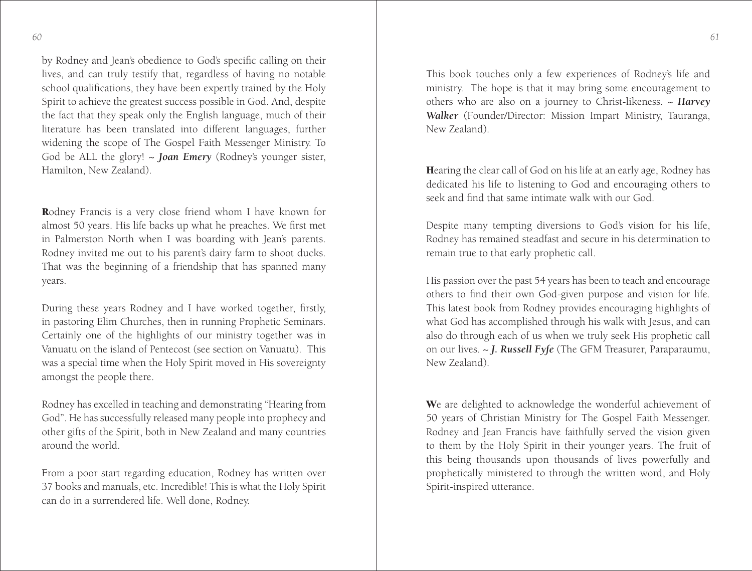by Rodney and Jean's obedience to God's specific calling on their lives, and can truly testify that, regardless of having no notable school qualifications, they have been expertly trained by the Holy Spirit to achieve the greatest success possible in God. And, despite the fact that they speak only the English language, much of their literature has been translated into different languages, further widening the scope of The Gospel Faith Messenger Ministry. To God be ALL the glory! ~ ***Joan Emery*** (Rodney's younger sister, Hamilton, New Zealand).

**R**odney Francis is a very close friend whom I have known for almost 50 years. His life backs up what he preaches. We first met in Palmerston North when I was boarding with Jean's parents. Rodney invited me out to his parent's dairy farm to shoot ducks. That was the beginning of a friendship that has spanned many years.

During these years Rodney and I have worked together, firstly, in pastoring Elim Churches, then in running Prophetic Seminars. Certainly one of the highlights of our ministry together was in Vanuatu on the island of Pentecost (see section on Vanuatu). This was a special time when the Holy Spirit moved in His sovereignty amongst the people there.

Rodney has excelled in teaching and demonstrating "Hearing from God". He has successfully released many people into prophecy and other gifts of the Spirit, both in New Zealand and many countries around the world.

From a poor start regarding education, Rodney has written over 37 books and manuals, etc. Incredible! This is what the Holy Spirit can do in a surrendered life. Well done, Rodney.

This book touches only a few experiences of Rodney's life and ministry. The hope is that it may bring some encouragement to others who are also on a journey to Christ-likeness. ~ ***Harvey Walker*** (Founder/Director: Mission Impart Ministry, Tauranga, New Zealand).

**H**earing the clear call of God on his life at an early age, Rodney has dedicated his life to listening to God and encouraging others to seek and find that same intimate walk with our God.

Despite many tempting diversions to God's vision for his life, Rodney has remained steadfast and secure in his determination to remain true to that early prophetic call.

His passion over the past 54 years has been to teach and encourage others to find their own God-given purpose and vision for life. This latest book from Rodney provides encouraging highlights of what God has accomplished through his walk with Jesus, and can also do through each of us when we truly seek His prophetic call on our lives. ~ ***J. Russell Fyfe*** (The GFM Treasurer, Paraparaumu, New Zealand).

**W**e are delighted to acknowledge the wonderful achievement of 50 years of Christian Ministry for The Gospel Faith Messenger. Rodney and Jean Francis have faithfully served the vision given to them by the Holy Spirit in their younger years. The fruit of this being thousands upon thousands of lives powerfully and prophetically ministered to through the written word, and Holy Spirit-inspired utterance.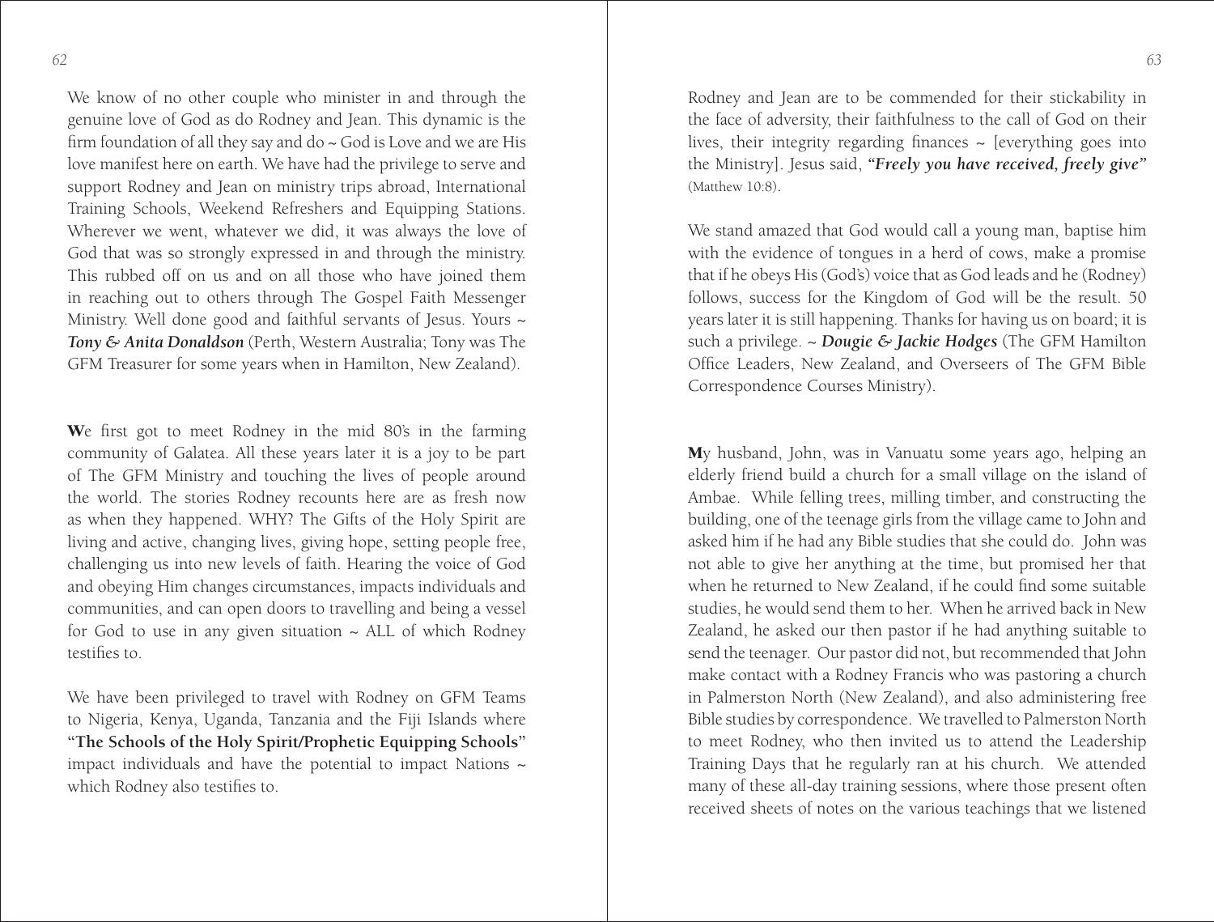We know of no other couple who minister in and through the genuine love of God as do Rodney and Jean. This dynamic is the firm foundation of all they say and do ~ God is Love and we are His love manifest here on earth. We have had the privilege to serve and support Rodney and Jean on ministry trips abroad, International Training Schools, Weekend Refreshers and Equipping Stations. Wherever we went, whatever we did, it was always the love of God that was so strongly expressed in and through the ministry. This rubbed off on us and on all those who have joined them in reaching out to others through The Gospel Faith Messenger Ministry. Well done good and faithful servants of Jesus. Yours ~ ***Tony & Anita Donaldson*** (Perth, Western Australia; Tony was The GFM Treasurer for some years when in Hamilton, New Zealand).

**W**e first got to meet Rodney in the mid 80's in the farming community of Galatea. All these years later it is a joy to be part of The GFM Ministry and touching the lives of people around the world. The stories Rodney recounts here are as fresh now as when they happened. WHY? The Gifts of the Holy Spirit are living and active, changing lives, giving hope, setting people free, challenging us into new levels of faith. Hearing the voice of God and obeying Him changes circumstances, impacts individuals and communities, and can open doors to travelling and being a vessel for God to use in any given situation ~ ALL of which Rodney testifies to.

We have been privileged to travel with Rodney on GFM Teams to Nigeria, Kenya, Uganda, Tanzania and the Fiji Islands where "**The Schools of the Holy Spirit/Prophetic Equipping Schools**" impact individuals and have the potential to impact Nations ~ which Rodney also testifies to.

Rodney and Jean are to be commended for their stickability in the face of adversity, their faithfulness to the call of God on their lives, their integrity regarding finances ~ [everything goes into the Ministry]. Jesus said, ***"Freely you have received, freely give"*** (Matthew 10:8).

We stand amazed that God would call a young man, baptise him with the evidence of tongues in a herd of cows, make a promise that if he obeys His (God's) voice that as God leads and he (Rodney) follows, success for the Kingdom of God will be the result. 50 years later it is still happening. Thanks for having us on board; it is such a privilege. ~ ***Dougie & Jackie Hodges*** (The GFM Hamilton Office Leaders, New Zealand, and Overseers of The GFM Bible Correspondence Courses Ministry).

**M**y husband, John, was in Vanuatu some years ago, helping an elderly friend build a church for a small village on the island of Ambae. While felling trees, milling timber, and constructing the building, one of the teenage girls from the village came to John and asked him if he had any Bible studies that she could do. John was not able to give her anything at the time, but promised her that when he returned to New Zealand, if he could find some suitable studies, he would send them to her. When he arrived back in New Zealand, he asked our then pastor if he had anything suitable to send the teenager. Our pastor did not, but recommended that John make contact with a Rodney Francis who was pastoring a church in Palmerston North (New Zealand), and also administering free Bible studies by correspondence. We travelled to Palmerston North to meet Rodney, who then invited us to attend the Leadership Training Days that he regularly ran at his church. We attended many of these all-day training sessions, where those present often received sheets of notes on the various teachings that we listened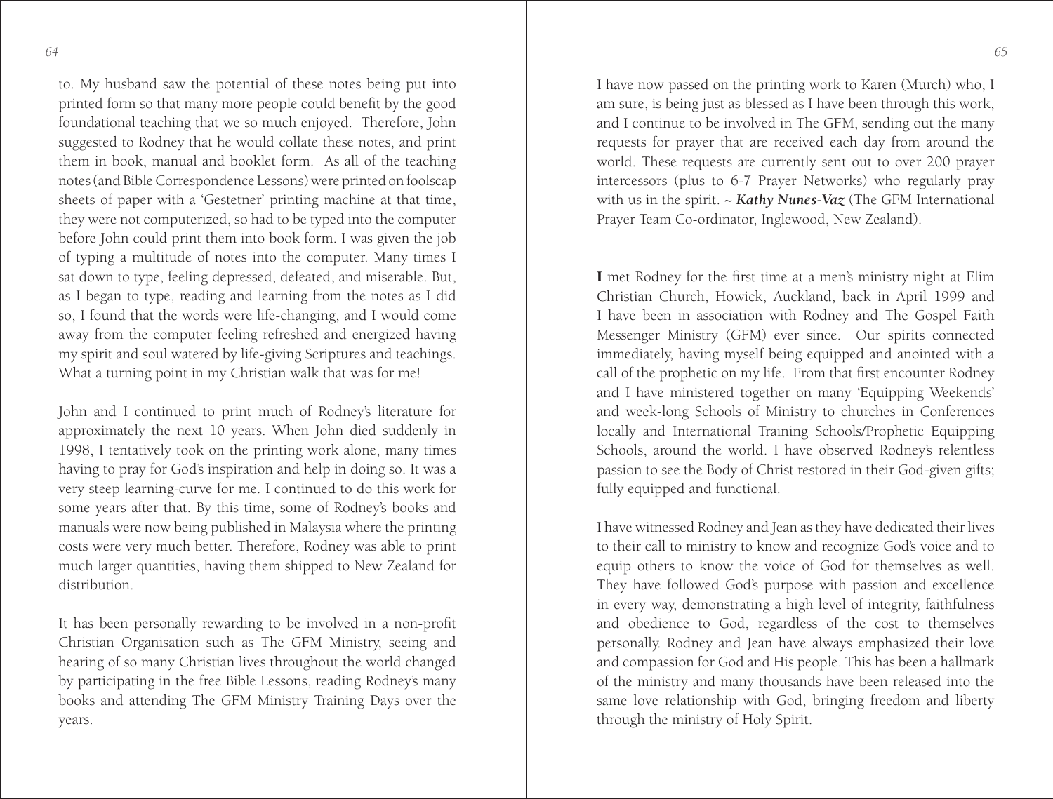to. My husband saw the potential of these notes being put into printed form so that many more people could benefit by the good foundational teaching that we so much enjoyed. Therefore, John suggested to Rodney that he would collate these notes, and print them in book, manual and booklet form. As all of the teaching notes (and Bible Correspondence Lessons) were printed on foolscap sheets of paper with a 'Gestetner' printing machine at that time, they were not computerized, so had to be typed into the computer before John could print them into book form. I was given the job of typing a multitude of notes into the computer. Many times I sat down to type, feeling depressed, defeated, and miserable. But, as I began to type, reading and learning from the notes as I did so, I found that the words were life-changing, and I would come away from the computer feeling refreshed and energized having my spirit and soul watered by life-giving Scriptures and teachings. What a turning point in my Christian walk that was for me!

John and I continued to print much of Rodney's literature for approximately the next 10 years. When John died suddenly in 1998, I tentatively took on the printing work alone, many times having to pray for God's inspiration and help in doing so. It was a very steep learning-curve for me. I continued to do this work for some years after that. By this time, some of Rodney's books and manuals were now being published in Malaysia where the printing costs were very much better. Therefore, Rodney was able to print much larger quantities, having them shipped to New Zealand for distribution.

It has been personally rewarding to be involved in a non-profit Christian Organisation such as The GFM Ministry, seeing and hearing of so many Christian lives throughout the world changed by participating in the free Bible Lessons, reading Rodney's many books and attending The GFM Ministry Training Days over the years.

I have now passed on the printing work to Karen (Murch) who, I am sure, is being just as blessed as I have been through this work, and I continue to be involved in The GFM, sending out the many requests for prayer that are received each day from around the world. These requests are currently sent out to over 200 prayer intercessors (plus to 6-7 Prayer Networks) who regularly pray with us in the spirit. ~ ***Kathy Nunes-Vaz*** (The GFM International Prayer Team Co-ordinator, Inglewood, New Zealand).

**I** met Rodney for the first time at a men's ministry night at Elim Christian Church, Howick, Auckland, back in April 1999 and I have been in association with Rodney and The Gospel Faith Messenger Ministry (GFM) ever since. Our spirits connected immediately, having myself being equipped and anointed with a call of the prophetic on my life. From that first encounter Rodney and I have ministered together on many 'Equipping Weekends' and week-long Schools of Ministry to churches in Conferences locally and International Training Schools/Prophetic Equipping Schools, around the world. I have observed Rodney's relentless passion to see the Body of Christ restored in their God-given gifts; fully equipped and functional.

I have witnessed Rodney and Jean as they have dedicated their lives to their call to ministry to know and recognize God's voice and to equip others to know the voice of God for themselves as well. They have followed God's purpose with passion and excellence in every way, demonstrating a high level of integrity, faithfulness and obedience to God, regardless of the cost to themselves personally. Rodney and Jean have always emphasized their love and compassion for God and His people. This has been a hallmark of the ministry and many thousands have been released into the same love relationship with God, bringing freedom and liberty through the ministry of Holy Spirit.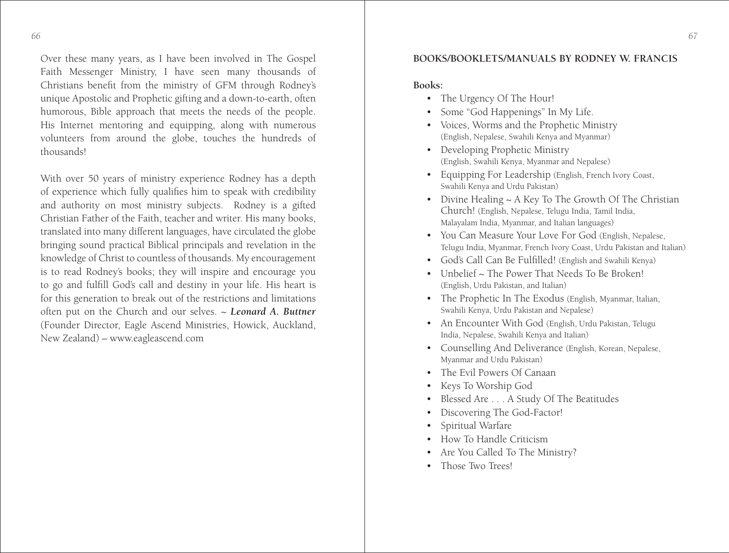Over these many years, as I have been involved in The Gospel Faith Messenger Ministry, I have seen many thousands of Christians benefit from the ministry of GFM through Rodney's unique Apostolic and Prophetic gifting and a down-to-earth, often humorous, Bible approach that meets the needs of the people. His Internet mentoring and equipping, along with numerous volunteers from around the globe, touches the hundreds of thousands!

With over 50 years of ministry experience Rodney has a depth of experience which fully qualifies him to speak with credibility and authority on most ministry subjects. Rodney is a gifted Christian Father of the Faith, teacher and writer. His many books, translated into many different languages, have circulated the globe bringing sound practical Biblical principals and revelation in the knowledge of Christ to countless of thousands. My encouragement is to read Rodney's books; they will inspire and encourage you to go and fulfill God's call and destiny in your life. His heart is for this generation to break out of the restrictions and limitations often put on the Church and our selves. ~ ***Leonard A. Buttner*** (Founder Director, Eagle Ascend Ministries, Howick, Auckland, New Zealand) – www.eagleascend.com

## BOOKS/BOOKLETS/MANUALS BY RODNEY W. FRANCIS

**Books:**

- The Urgency Of The Hour!
- Some "God Happenings" In My Life.
- Voices, Worms and the Prophetic Ministry (English, Nepalese, Swahili Kenya and Myanmar)
- Developing Prophetic Ministry (English, Swahili Kenya, Myanmar and Nepalese)
- Equipping For Leadership (English, French Ivory Coast, Swahili Kenya and Urdu Pakistan)
- Divine Healing ~ A Key To The Growth Of The Christian Church! (English, Nepalese, Telugu India, Tamil India, Malayalam India, Myanmar, and Italian languages)
- You Can Measure Your Love For God (English, Nepalese, Telugu India, Myanmar, French Ivory Coast, Urdu Pakistan and Italian)
- God's Call Can Be Fulfilled! (English and Swahili Kenya)
- Unbelief ~ The Power That Needs To Be Broken! (English, Urdu Pakistan, and Italian)
- The Prophetic In The Exodus (English, Myanmar, Italian, Swahili Kenya, Urdu Pakistan and Nepalese)
- An Encounter With God (English, Urdu Pakistan, Telugu India, Nepalese, Swahili Kenya and Italian)
- Counselling And Deliverance (English, Korean, Nepalese, Myanmar and Urdu Pakistan)
- The Evil Powers Of Canaan
- Keys To Worship God
- Blessed Are . . . A Study Of The Beatitudes
- Discovering The God-Factor!
- Spiritual Warfare
- How To Handle Criticism
- Are You Called To The Ministry?
- Those Two Trees!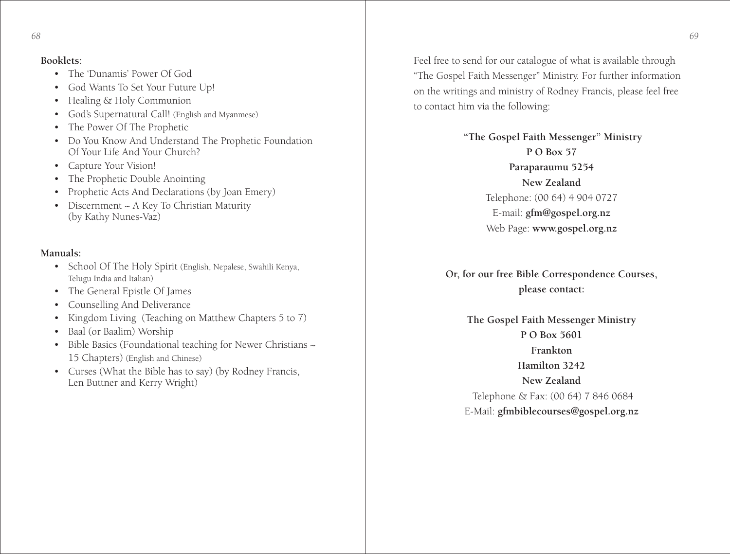**Booklets:**

- The 'Dunamis' Power Of God
- God Wants To Set Your Future Up!
- Healing & Holy Communion
- God's Supernatural Call! (English and Myanmese)
- The Power Of The Prophetic
- Do You Know And Understand The Prophetic Foundation Of Your Life And Your Church?
- Capture Your Vision!
- The Prophetic Double Anointing
- Prophetic Acts And Declarations (by Joan Emery)
- Discernment ~ A Key To Christian Maturity (by Kathy Nunes-Vaz)

**Manuals:**

- School Of The Holy Spirit (English, Nepalese, Swahili Kenya, Telugu India and Italian)
- The General Epistle Of James
- Counselling And Deliverance
- Kingdom Living (Teaching on Matthew Chapters 5 to 7)
- Baal (or Baalim) Worship
- Bible Basics (Foundational teaching for Newer Christians ~ 15 Chapters) (English and Chinese)
- Curses (What the Bible has to say) (by Rodney Francis, Len Buttner and Kerry Wright)

Feel free to send for our catalogue of what is available through "The Gospel Faith Messenger" Ministry. For further information on the writings and ministry of Rodney Francis, please feel free to contact him via the following:

**"The Gospel Faith Messenger" Ministry**
**P O Box 57**
**Paraparaumu 5254**
**New Zealand**
Telephone: (00 64) 4 904 0727
E-mail: **gfm@gospel.org.nz**
Web Page: **www.gospel.org.nz**

**Or, for our free Bible Correspondence Courses, please contact:**

**The Gospel Faith Messenger Ministry**
**P O Box 5601**
**Frankton**
**Hamilton 3242**
**New Zealand**
Telephone & Fax: (00 64) 7 846 0684
E-Mail: **gfmbiblecourses@gospel.org.nz**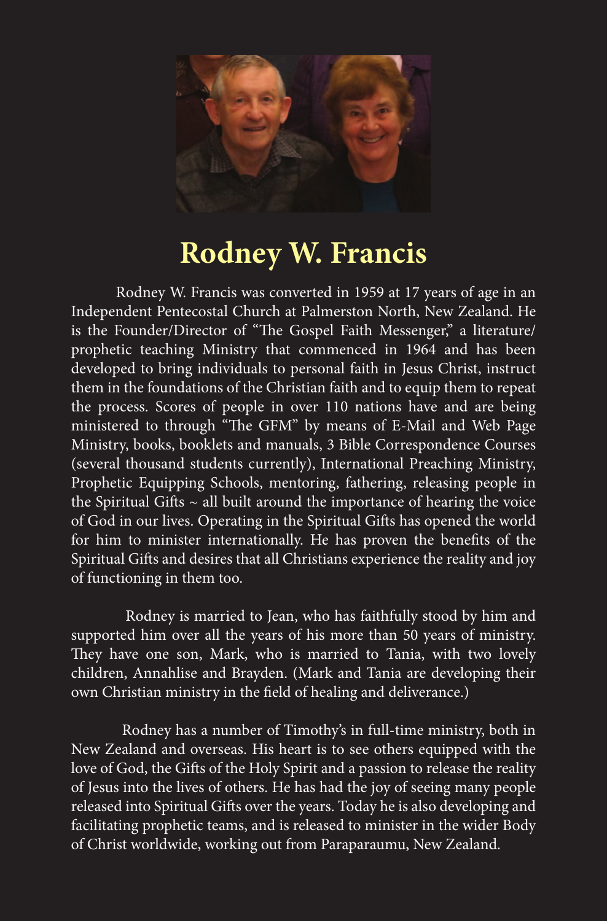# Rodney W. Francis

Rodney W. Francis was converted in 1959 at 17 years of age in an Independent Pentecostal Church at Palmerston North, New Zealand. He is the Founder/Director of "The Gospel Faith Messenger," a literature/prophetic teaching Ministry that commenced in 1964 and has been developed to bring individuals to personal faith in Jesus Christ, instruct them in the foundations of the Christian faith and to equip them to repeat the process. Scores of people in over 110 nations have and are being ministered to through "The GFM" by means of E-Mail and Web Page Ministry, books, booklets and manuals, 3 Bible Correspondence Courses (several thousand students currently), International Preaching Ministry, Prophetic Equipping Schools, mentoring, fathering, releasing people in the Spiritual Gifts ~ all built around the importance of hearing the voice of God in our lives. Operating in the Spiritual Gifts has opened the world for him to minister internationally. He has proven the benefits of the Spiritual Gifts and desires that all Christians experience the reality and joy of functioning in them too.

Rodney is married to Jean, who has faithfully stood by him and supported him over all the years of his more than 50 years of ministry. They have one son, Mark, who is married to Tania, with two lovely children, Annahlise and Brayden. (Mark and Tania are developing their own Christian ministry in the field of healing and deliverance.)

Rodney has a number of Timothy's in full-time ministry, both in New Zealand and overseas. His heart is to see others equipped with the love of God, the Gifts of the Holy Spirit and a passion to release the reality of Jesus into the lives of others. He has had the joy of seeing many people released into Spiritual Gifts over the years. Today he is also developing and facilitating prophetic teams, and is released to minister in the wider Body of Christ worldwide, working out from Paraparaumu, New Zealand.